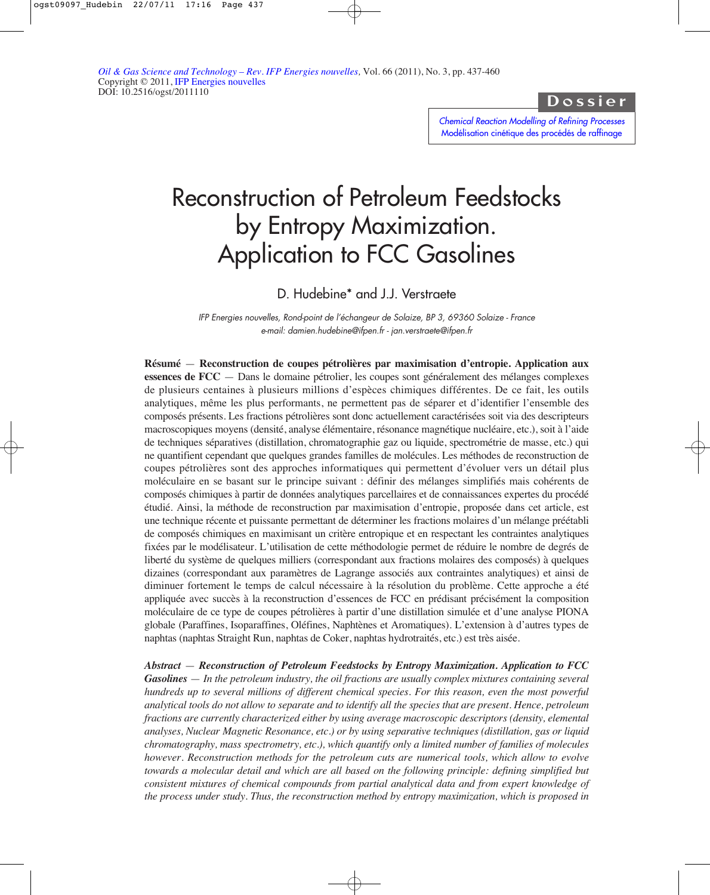Oil & Gas Science and Technology – Rev. IFP Energies nouvelles, Vol. 66 (2011), No. 3, pp. 437-460
Copyright © 2011, IFP Energies nouvelles
DOI: 10.2516/ogst/2011110

**Dossier**

*Chemical Reaction Modelling of Refining Processes*
*Modélisation cinétique des procédés de raffinage*

# Reconstruction of Petroleum Feedstocks by Entropy Maximization. Application to FCC Gasolines

D. Hudebine* and J.J. Verstraete

*IFP Energies nouvelles, Rond-point de l'échangeur de Solaize, BP 3, 69360 Solaize - France*
*e-mail: damien.hudebine@ifpen.fr - jan.verstraete@ifpen.fr*

**Résumé — Reconstruction de coupes pétrolières par maximisation d'entropie. Application aux essences de FCC** — Dans le domaine pétrolier, les coupes sont généralement des mélanges complexes de plusieurs centaines à plusieurs millions d'espèces chimiques différentes. De ce fait, les outils analytiques, même les plus performants, ne permettent pas de séparer et d'identifier l'ensemble des composés présents. Les fractions pétrolières sont donc actuellement caractérisées soit via des descripteurs macroscopiques moyens (densité, analyse élémentaire, résonance magnétique nucléaire, etc.), soit à l'aide de techniques séparatives (distillation, chromatographie gaz ou liquide, spectrométrie de masse, etc.) qui ne quantifient cependant que quelques grandes familles de molécules. Les méthodes de reconstruction de coupes pétrolières sont des approches informatiques qui permettent d'évoluer vers un détail plus moléculaire en se basant sur le principe suivant : définir des mélanges simplifiés mais cohérents de composés chimiques à partir de données analytiques parcellaires et de connaissances expertes du procédé étudié. Ainsi, la méthode de reconstruction par maximisation d'entropie, proposée dans cet article, est une technique récente et puissante permettant de déterminer les fractions molaires d'un mélange préétabli de composés chimiques en maximisant un critère entropique et en respectant les contraintes analytiques fixées par le modélisateur. L'utilisation de cette méthodologie permet de réduire le nombre de degrés de liberté du système de quelques milliers (correspondant aux fractions molaires des composés) à quelques dizaines (correspondant aux paramètres de Lagrange associés aux contraintes analytiques) et ainsi de diminuer fortement le temps de calcul nécessaire à la résolution du problème. Cette approche a été appliquée avec succès à la reconstruction d'essences de FCC en prédisant précisément la composition moléculaire de ce type de coupes pétrolières à partir d'une distillation simulée et d'une analyse PIONA globale (Paraffines, Isoparaffines, Oléfines, Naphtènes et Aromatiques). L'extension à d'autres types de naphtas (naphtas Straight Run, naphtas de Coker, naphtas hydrotraités, etc.) est très aisée.

***Abstract — Reconstruction of Petroleum Feedstocks by Entropy Maximization. Application to FCC Gasolines*** *— In the petroleum industry, the oil fractions are usually complex mixtures containing several hundreds up to several millions of different chemical species. For this reason, even the most powerful analytical tools do not allow to separate and to identify all the species that are present. Hence, petroleum fractions are currently characterized either by using average macroscopic descriptors (density, elemental analyses, Nuclear Magnetic Resonance, etc.) or by using separative techniques (distillation, gas or liquid chromatography, mass spectrometry, etc.), which quantify only a limited number of families of molecules however. Reconstruction methods for the petroleum cuts are numerical tools, which allow to evolve towards a molecular detail and which are all based on the following principle: defining simplified but consistent mixtures of chemical compounds from partial analytical data and from expert knowledge of the process under study. Thus, the reconstruction method by entropy maximization, which is proposed in*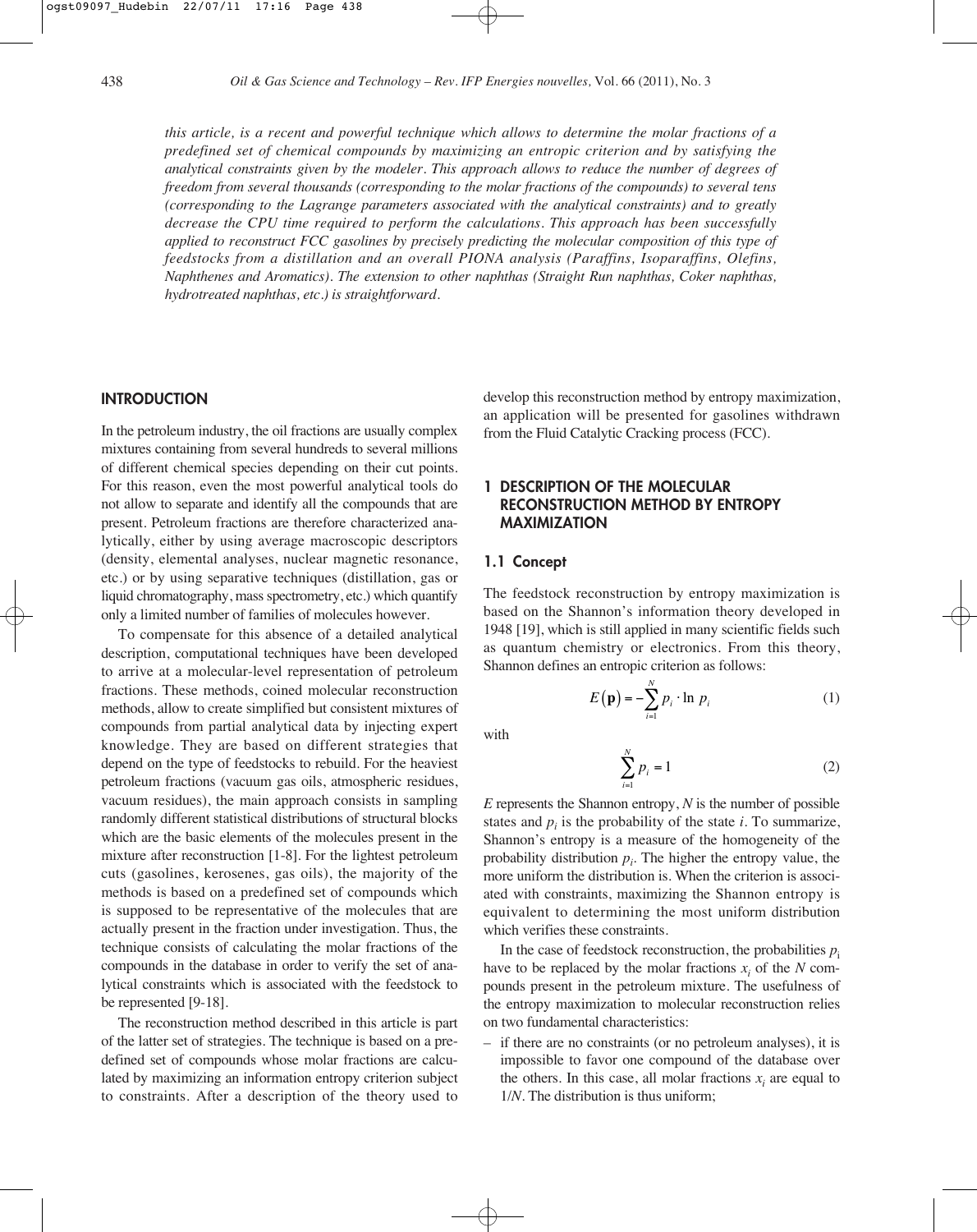*this article, is a recent and powerful technique which allows to determine the molar fractions of a predefined set of chemical compounds by maximizing an entropic criterion and by satisfying the analytical constraints given by the modeler. This approach allows to reduce the number of degrees of freedom from several thousands (corresponding to the molar fractions of the compounds) to several tens (corresponding to the Lagrange parameters associated with the analytical constraints) and to greatly decrease the CPU time required to perform the calculations. This approach has been successfully applied to reconstruct FCC gasolines by precisely predicting the molecular composition of this type of feedstocks from a distillation and an overall PIONA analysis (Paraffins, Isoparaffins, Olefins, Naphthenes and Aromatics). The extension to other naphthas (Straight Run naphthas, Coker naphthas, hydrotreated naphthas, etc.) is straightforward.*

## INTRODUCTION

In the petroleum industry, the oil fractions are usually complex mixtures containing from several hundreds to several millions of different chemical species depending on their cut points. For this reason, even the most powerful analytical tools do not allow to separate and identify all the compounds that are present. Petroleum fractions are therefore characterized analytically, either by using average macroscopic descriptors (density, elemental analyses, nuclear magnetic resonance, etc.) or by using separative techniques (distillation, gas or liquid chromatography, mass spectrometry, etc.) which quantify only a limited number of families of molecules however.

To compensate for this absence of a detailed analytical description, computational techniques have been developed to arrive at a molecular-level representation of petroleum fractions. These methods, coined molecular reconstruction methods, allow to create simplified but consistent mixtures of compounds from partial analytical data by injecting expert knowledge. They are based on different strategies that depend on the type of feedstocks to rebuild. For the heaviest petroleum fractions (vacuum gas oils, atmospheric residues, vacuum residues), the main approach consists in sampling randomly different statistical distributions of structural blocks which are the basic elements of the molecules present in the mixture after reconstruction [1-8]. For the lightest petroleum cuts (gasolines, kerosenes, gas oils), the majority of the methods is based on a predefined set of compounds which is supposed to be representative of the molecules that are actually present in the fraction under investigation. Thus, the technique consists of calculating the molar fractions of the compounds in the database in order to verify the set of analytical constraints which is associated with the feedstock to be represented [9-18].

The reconstruction method described in this article is part of the latter set of strategies. The technique is based on a predefined set of compounds whose molar fractions are calculated by maximizing an information entropy criterion subject to constraints. After a description of the theory used to develop this reconstruction method by entropy maximization, an application will be presented for gasolines withdrawn from the Fluid Catalytic Cracking process (FCC).

## 1 DESCRIPTION OF THE MOLECULAR RECONSTRUCTION METHOD BY ENTROPY MAXIMIZATION

### 1.1 Concept

The feedstock reconstruction by entropy maximization is based on the Shannon's information theory developed in 1948 [19], which is still applied in many scientific fields such as quantum chemistry or electronics. From this theory, Shannon defines an entropic criterion as follows:

$$E(\mathbf{p}) = -\sum_{i=1}^{N} p_i \cdot \ln\, p_i \tag{1}$$

with

$$\sum_{i=1}^{N} p_i = 1 \tag{2}$$

$E$ represents the Shannon entropy, $N$ is the number of possible states and $p_i$ is the probability of the state $i$. To summarize, Shannon's entropy is a measure of the homogeneity of the probability distribution $p_i$. The higher the entropy value, the more uniform the distribution is. When the criterion is associated with constraints, maximizing the Shannon entropy is equivalent to determining the most uniform distribution which verifies these constraints.

In the case of feedstock reconstruction, the probabilities $p_i$ have to be replaced by the molar fractions $x_i$ of the $N$ compounds present in the petroleum mixture. The usefulness of the entropy maximization to molecular reconstruction relies on two fundamental characteristics:

- if there are no constraints (or no petroleum analyses), it is impossible to favor one compound of the database over the others. In this case, all molar fractions $x_i$ are equal to $1/N$. The distribution is thus uniform;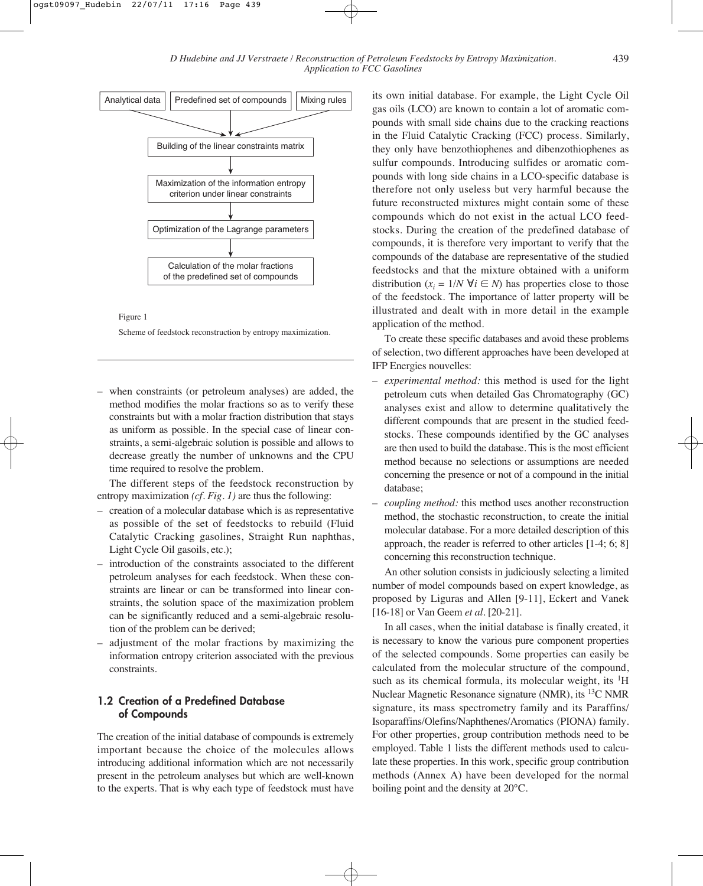Analytical data

Predefined set of compounds

Mixing rules

Building of the linear constraints matrix

Maximization of the information entropy criterion under linear constraints

Optimization of the Lagrange parameters

Calculation of the molar fractions of the predefined set of compounds

Figure 1

Scheme of feedstock reconstruction by entropy maximization.

– when constraints (or petroleum analyses) are added, the method modifies the molar fractions so as to verify these constraints but with a molar fraction distribution that stays as uniform as possible. In the special case of linear constraints, a semi-algebraic solution is possible and allows to decrease greatly the number of unknowns and the CPU time required to resolve the problem.

The different steps of the feedstock reconstruction by entropy maximization *(cf. Fig. 1)* are thus the following:

– creation of a molecular database which is as representative as possible of the set of feedstocks to rebuild (Fluid Catalytic Cracking gasolines, Straight Run naphthas, Light Cycle Oil gasoils, etc.);

– introduction of the constraints associated to the different petroleum analyses for each feedstock. When these constraints are linear or can be transformed into linear constraints, the solution space of the maximization problem can be significantly reduced and a semi-algebraic resolution of the problem can be derived;

– adjustment of the molar fractions by maximizing the information entropy criterion associated with the previous constraints.

## 1.2 Creation of a Predefined Database of Compounds

The creation of the initial database of compounds is extremely important because the choice of the molecules allows introducing additional information which are not necessarily present in the petroleum analyses but which are well-known to the experts. That is why each type of feedstock must have its own initial database. For example, the Light Cycle Oil gas oils (LCO) are known to contain a lot of aromatic compounds with small side chains due to the cracking reactions in the Fluid Catalytic Cracking (FCC) process. Similarly, they only have benzothiophenes and dibenzothiophenes as sulfur compounds. Introducing sulfides or aromatic compounds with long side chains in a LCO-specific database is therefore not only useless but very harmful because the future reconstructed mixtures might contain some of these compounds which do not exist in the actual LCO feedstocks. During the creation of the predefined database of compounds, it is therefore very important to verify that the compounds of the database are representative of the studied feedstocks and that the mixture obtained with a uniform distribution ($x_i = 1/N \ \forall i \in N$) has properties close to those of the feedstock. The importance of latter property will be illustrated and dealt with in more detail in the example application of the method.

To create these specific databases and avoid these problems of selection, two different approaches have been developed at IFP Energies nouvelles:

– *experimental method:* this method is used for the light petroleum cuts when detailed Gas Chromatography (GC) analyses exist and allow to determine qualitatively the different compounds that are present in the studied feedstocks. These compounds identified by the GC analyses are then used to build the database. This is the most efficient method because no selections or assumptions are needed concerning the presence or not of a compound in the initial database;

– *coupling method:* this method uses another reconstruction method, the stochastic reconstruction, to create the initial molecular database. For a more detailed description of this approach, the reader is referred to other articles [1-4; 6; 8] concerning this reconstruction technique.

An other solution consists in judiciously selecting a limited number of model compounds based on expert knowledge, as proposed by Liguras and Allen [9-11], Eckert and Vanek [16-18] or Van Geem *et al.* [20-21].

In all cases, when the initial database is finally created, it is necessary to know the various pure component properties of the selected compounds. Some properties can easily be calculated from the molecular structure of the compound, such as its chemical formula, its molecular weight, its $^1$H Nuclear Magnetic Resonance signature (NMR), its $^{13}$C NMR signature, its mass spectrometry family and its Paraffins/Isoparaffins/Olefins/Naphthenes/Aromatics (PIONA) family. For other properties, group contribution methods need to be employed. Table 1 lists the different methods used to calculate these properties. In this work, specific group contribution methods (Annex A) have been developed for the normal boiling point and the density at 20°C.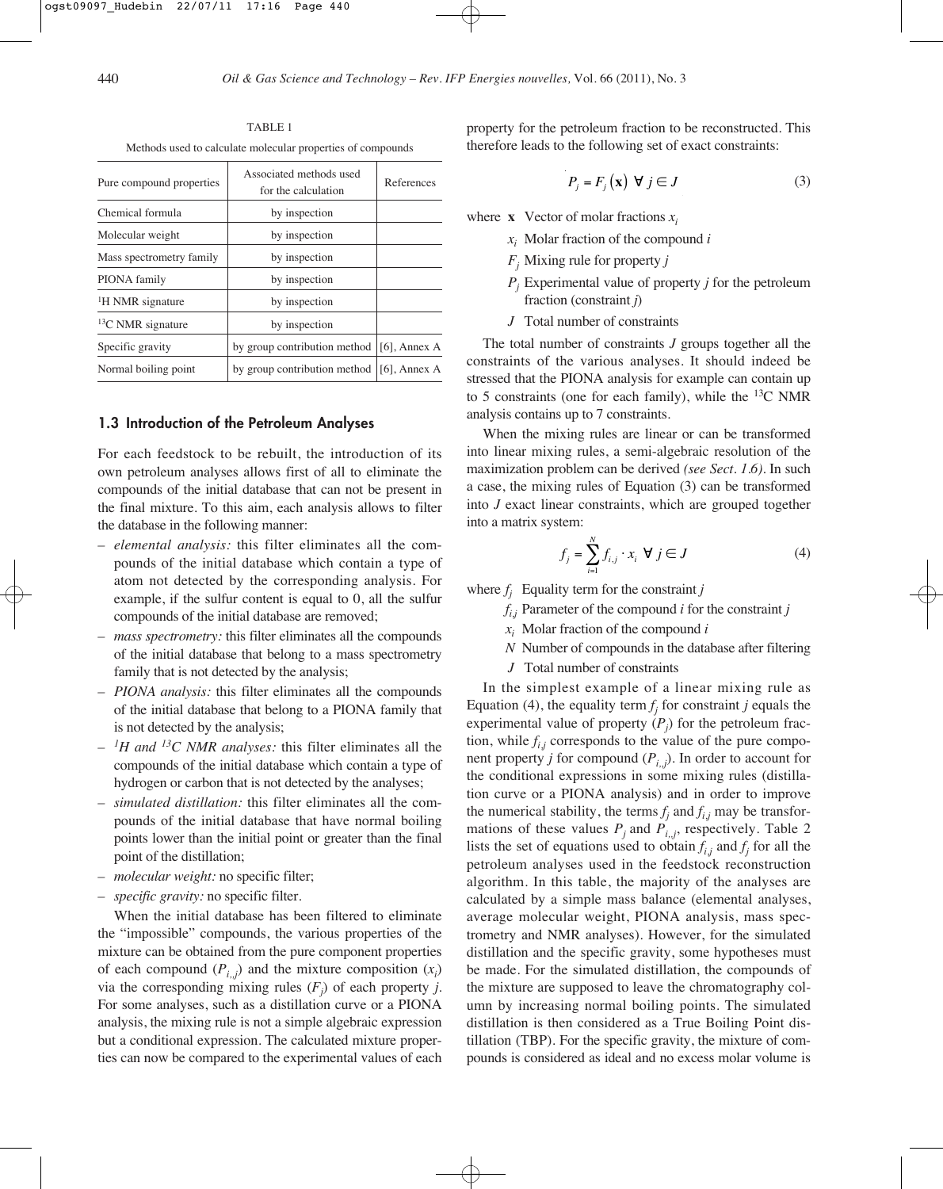TABLE 1

Methods used to calculate molecular properties of compounds

| Pure compound properties | Associated methods used for the calculation | References |
|---|---|---|
| Chemical formula | by inspection | |
| Molecular weight | by inspection | |
| Mass spectrometry family | by inspection | |
| PIONA family | by inspection | |
| $^1$H NMR signature | by inspection | |
| $^{13}$C NMR signature | by inspection | |
| Specific gravity | by group contribution method | [6], Annex A |
| Normal boiling point | by group contribution method | [6], Annex A |

### 1.3 Introduction of the Petroleum Analyses

For each feedstock to be rebuilt, the introduction of its own petroleum analyses allows first of all to eliminate the compounds of the initial database that can not be present in the final mixture. To this aim, each analysis allows to filter the database in the following manner:

- *elemental analysis:* this filter eliminates all the compounds of the initial database which contain a type of atom not detected by the corresponding analysis. For example, if the sulfur content is equal to 0, all the sulfur compounds of the initial database are removed;
- *mass spectrometry:* this filter eliminates all the compounds of the initial database that belong to a mass spectrometry family that is not detected by the analysis;
- *PIONA analysis:* this filter eliminates all the compounds of the initial database that belong to a PIONA family that is not detected by the analysis;
- *$^1$H and $^{13}$C NMR analyses:* this filter eliminates all the compounds of the initial database which contain a type of hydrogen or carbon that is not detected by the analyses;
- *simulated distillation:* this filter eliminates all the compounds of the initial database that have normal boiling points lower than the initial point or greater than the final point of the distillation;
- *molecular weight:* no specific filter;
- *specific gravity:* no specific filter.

When the initial database has been filtered to eliminate the "impossible" compounds, the various properties of the mixture can be obtained from the pure component properties of each compound ($P_{i,j}$) and the mixture composition ($x_i$) via the corresponding mixing rules ($F_j$) of each property $j$. For some analyses, such as a distillation curve or a PIONA analysis, the mixing rule is not a simple algebraic expression but a conditional expression. The calculated mixture properties can now be compared to the experimental values of each property for the petroleum fraction to be reconstructed. This therefore leads to the following set of exact constraints:

$$P_j = F_j(\mathbf{x}) \;\; \forall \; j \in J \tag{3}$$

where $\mathbf{x}$ Vector of molar fractions $x_i$

$x_i$ Molar fraction of the compound $i$

$F_j$ Mixing rule for property $j$

$P_j$ Experimental value of property $j$ for the petroleum fraction (constraint $j$)

$J$ Total number of constraints

The total number of constraints $J$ groups together all the constraints of the various analyses. It should indeed be stressed that the PIONA analysis for example can contain up to 5 constraints (one for each family), while the $^{13}$C NMR analysis contains up to 7 constraints.

When the mixing rules are linear or can be transformed into linear mixing rules, a semi-algebraic resolution of the maximization problem can be derived *(see Sect. 1.6)*. In such a case, the mixing rules of Equation (3) can be transformed into $J$ exact linear constraints, which are grouped together into a matrix system:

$$f_j = \sum_{i=1}^{N} f_{i,j} \cdot x_i \;\; \forall \; j \in J \tag{4}$$

where $f_j$ Equality term for the constraint $j$

$f_{i,j}$ Parameter of the compound $i$ for the constraint $j$

$x_i$ Molar fraction of the compound $i$

$N$ Number of compounds in the database after filtering

$J$ Total number of constraints

In the simplest example of a linear mixing rule as Equation (4), the equality term $f_j$ for constraint $j$ equals the experimental value of property ($P_j$) for the petroleum fraction, while $f_{i,j}$ corresponds to the value of the pure component property $j$ for compound ($P_{i,j}$). In order to account for the conditional expressions in some mixing rules (distillation curve or a PIONA analysis) and in order to improve the numerical stability, the terms $f_j$ and $f_{i,j}$ may be transformations of these values $P_j$ and $P_{i,j}$, respectively. Table 2 lists the set of equations used to obtain $f_{i,j}$ and $f_j$ for all the petroleum analyses used in the feedstock reconstruction algorithm. In this table, the majority of the analyses are calculated by a simple mass balance (elemental analyses, average molecular weight, PIONA analysis, mass spectrometry and NMR analyses). However, for the simulated distillation and the specific gravity, some hypotheses must be made. For the simulated distillation, the compounds of the mixture are supposed to leave the chromatography column by increasing normal boiling points. The simulated distillation is then considered as a True Boiling Point distillation (TBP). For the specific gravity, the mixture of compounds is considered as ideal and no excess molar volume is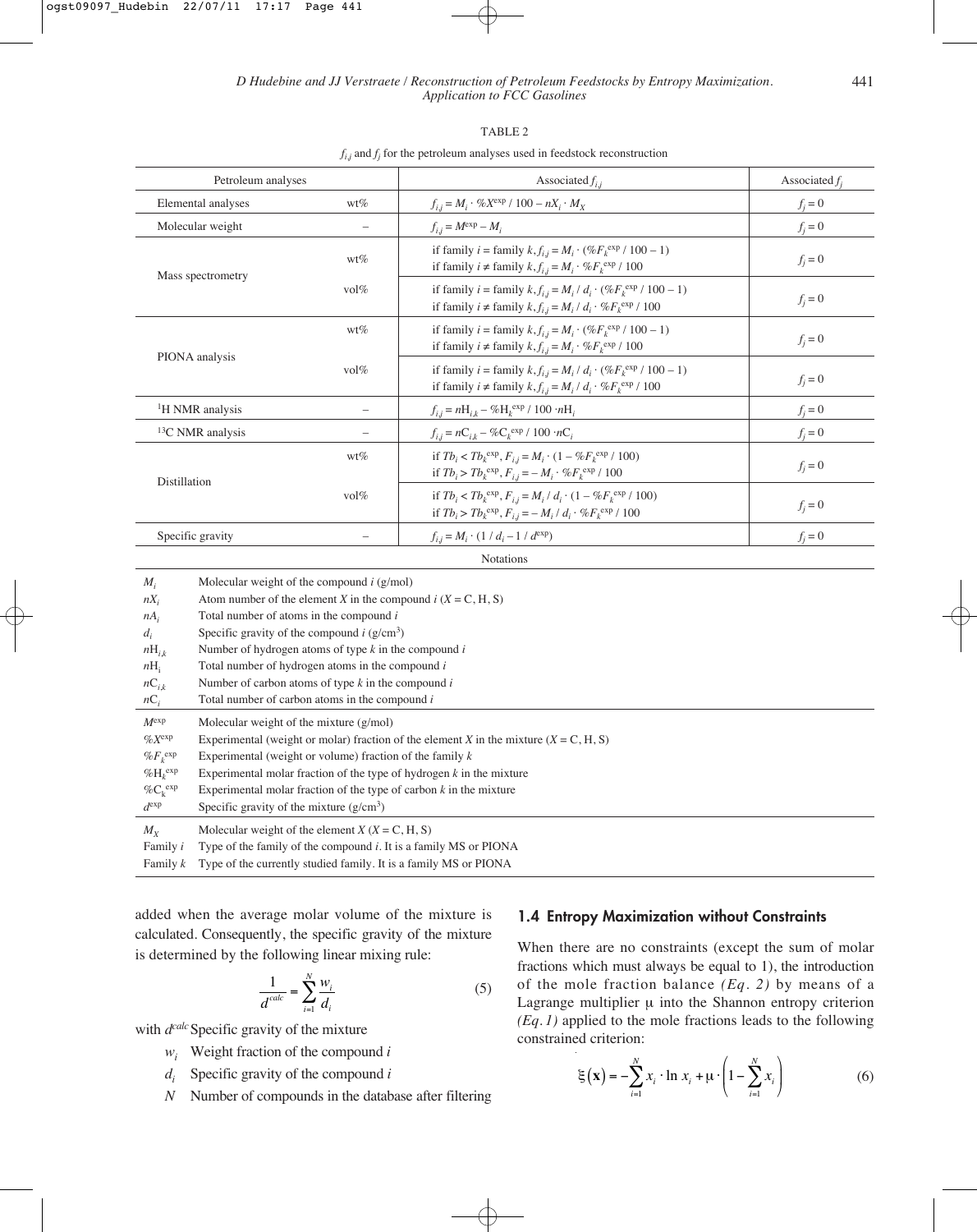TABLE 2

$f_{i,j}$ and $f_j$ for the petroleum analyses used in feedstock reconstruction

| Petroleum analyses | | Associated $f_{i,j}$ | Associated $f_j$ |
|---|---|---|---|
| Elemental analyses | wt% | $f_{i,j} = M_i \cdot \%X^{exp} / 100 - nX_i \cdot M_X$ | $f_j = 0$ |
| Molecular weight | – | $f_{i,j} = M^{exp} - M_i$ | $f_j = 0$ |
| Mass spectrometry | wt% | if family $i$ = family $k$, $f_{i,j} = M_i \cdot (\%F_k^{exp} / 100 - 1)$<br>if family $i \neq$ family $k$, $f_{i,j} = M_i \cdot \%F_k^{exp} / 100$ | $f_j = 0$ |
| | vol% | if family $i$ = family $k$, $f_{i,j} = M_i / d_i \cdot (\%F_k^{exp} / 100 - 1)$<br>if family $i \neq$ family $k$, $f_{i,j} = M_i / d_i \cdot \%F_k^{exp} / 100$ | $f_j = 0$ |
| PIONA analysis | wt% | if family $i$ = family $k$, $f_{i,j} = M_i \cdot (\%F_k^{exp} / 100 - 1)$<br>if family $i \neq$ family $k$, $f_{i,j} = M_i \cdot \%F_k^{exp} / 100$ | $f_j = 0$ |
| | vol% | if family $i$ = family $k$, $f_{i,j} = M_i / d_i \cdot (\%F_k^{exp} / 100 - 1)$<br>if family $i \neq$ family $k$, $f_{i,j} = M_i / d_i \cdot \%F_k^{exp} / 100$ | $f_j = 0$ |
| $^1$H NMR analysis | – | $f_{i,j} = nH_{i,k} - \%H_k^{exp} / 100 \cdot nH_i$ | $f_j = 0$ |
| $^{13}$C NMR analysis | – | $f_{i,j} = nC_{i,k} - \%C_k^{exp} / 100 \cdot nC_i$ | $f_j = 0$ |
| Distillation | wt% | if $Tb_i < Tb_k^{exp}$, $F_{i,j} = M_i \cdot (1 - \%F_k^{exp} / 100)$<br>if $Tb_i > Tb_k^{exp}$, $F_{i,j} = - M_i \cdot \%F_k^{exp} / 100$ | $f_j = 0$ |
| | vol% | if $Tb_i < Tb_k^{exp}$, $F_{i,j} = M_i / d_i \cdot (1 - \%F_k^{exp} / 100)$<br>if $Tb_i > Tb_k^{exp}$, $F_{i,j} = - M_i / d_i \cdot \%F_k^{exp} / 100$ | $f_j = 0$ |
| Specific gravity | – | $f_{i,j} = M_i \cdot (1 / d_i - 1 / d^{exp})$ | $f_j = 0$ |

Notations

| | |
|---|---|
| $M_i$ | Molecular weight of the compound $i$ (g/mol) |
| $nX_i$ | Atom number of the element $X$ in the compound $i$ ($X$ = C, H, S) |
| $nA_i$ | Total number of atoms in the compound $i$ |
| $d_i$ | Specific gravity of the compound $i$ (g/cm$^3$) |
| $nH_{i,k}$ | Number of hydrogen atoms of type $k$ in the compound $i$ |
| $nH_i$ | Total number of hydrogen atoms in the compound $i$ |
| $nC_{i,k}$ | Number of carbon atoms of type $k$ in the compound $i$ |
| $nC_i$ | Total number of carbon atoms in the compound $i$ |
| $M^{exp}$ | Molecular weight of the mixture (g/mol) |
| $\%X^{exp}$ | Experimental (weight or molar) fraction of the element $X$ in the mixture ($X$ = C, H, S) |
| $\%F_k^{exp}$ | Experimental (weight or volume) fraction of the family $k$ |
| $\%H_k^{exp}$ | Experimental molar fraction of the type of hydrogen $k$ in the mixture |
| $\%C_k^{exp}$ | Experimental molar fraction of the type of carbon $k$ in the mixture |
| $d^{exp}$ | Specific gravity of the mixture (g/cm$^3$) |
| $M_X$ | Molecular weight of the element $X$ ($X$ = C, H, S) |
| Family $i$ | Type of the family of the compound $i$. It is a family MS or PIONA |
| Family $k$ | Type of the currently studied family. It is a family MS or PIONA |

added when the average molar volume of the mixture is calculated. Consequently, the specific gravity of the mixture is determined by the following linear mixing rule:

$$\frac{1}{d^{calc}} = \sum_{i=1}^{N} \frac{w_i}{d_i} \tag{5}$$

with $d^{calc}$ Specific gravity of the mixture

- $w_i$ Weight fraction of the compound $i$
- $d_i$ Specific gravity of the compound $i$
- $N$ Number of compounds in the database after filtering

## 1.4 Entropy Maximization without Constraints

When there are no constraints (except the sum of molar fractions which must always be equal to 1), the introduction of the mole fraction balance *(Eq. 2)* by means of a Lagrange multiplier $\mu$ into the Shannon entropy criterion *(Eq. 1)* applied to the mole fractions leads to the following constrained criterion:

$$\xi(\mathbf{x}) = -\sum_{i=1}^{N} x_i \cdot \ln x_i + \mu \cdot \left(1 - \sum_{i=1}^{N} x_i\right) \tag{6}$$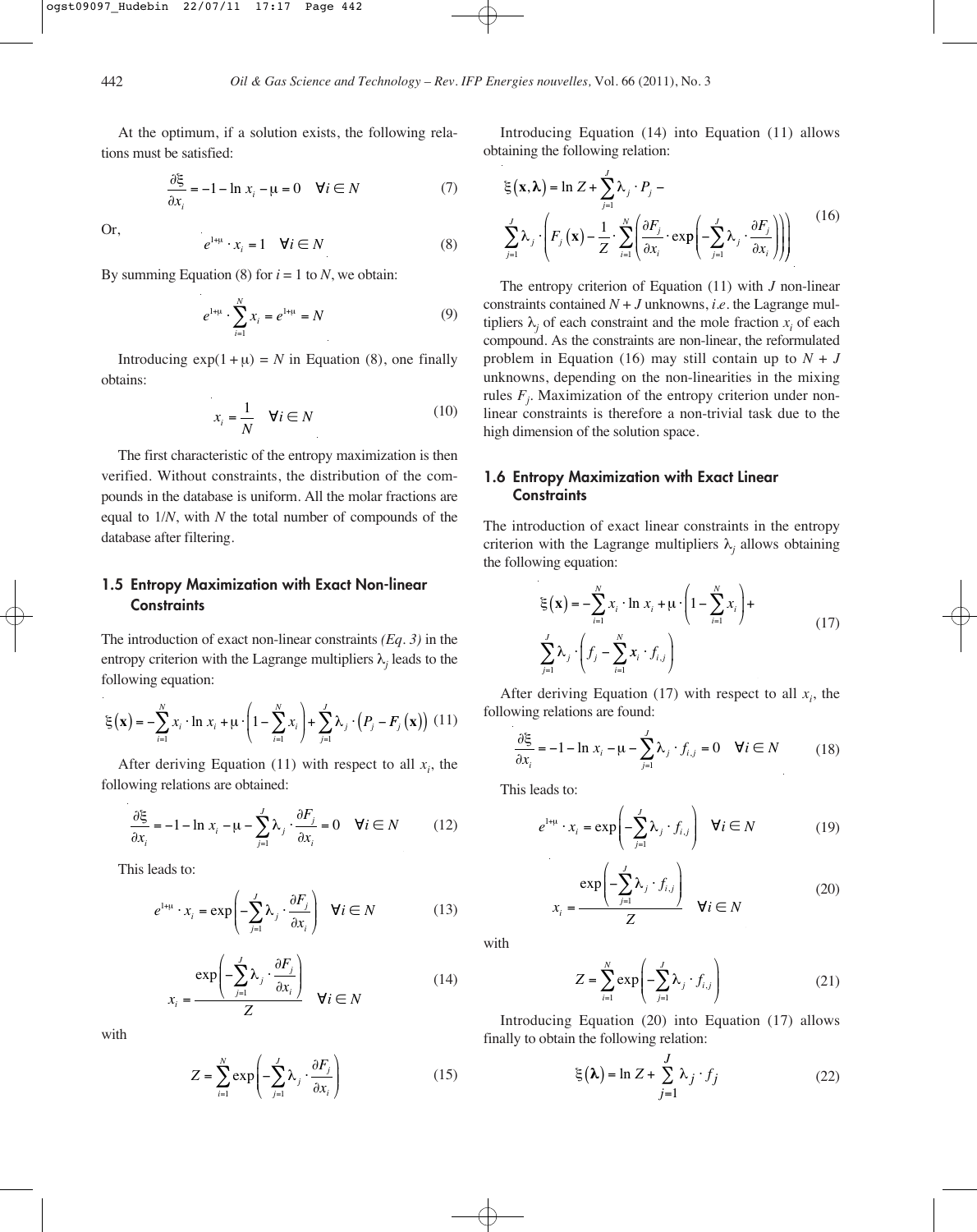At the optimum, if a solution exists, the following relations must be satisfied:

$$\frac{\partial \xi}{\partial x_i} = -1 - \ln x_i - \mu = 0 \quad \forall i \in N \tag{7}$$

Or,

$$e^{1+\mu} \cdot x_i = 1 \quad \forall i \in N \tag{8}$$

By summing Equation (8) for $i = 1$ to $N$, we obtain:

$$e^{1+\mu} \cdot \sum_{i=1}^{N} x_i = e^{1+\mu} = N \tag{9}$$

Introducing $\exp(1 + \mu) = N$ in Equation (8), one finally obtains:

$$x_i = \frac{1}{N} \quad \forall i \in N \tag{10}$$

The first characteristic of the entropy maximization is then verified. Without constraints, the distribution of the compounds in the database is uniform. All the molar fractions are equal to $1/N$, with $N$ the total number of compounds of the database after filtering.

## 1.5 Entropy Maximization with Exact Non-linear Constraints

The introduction of exact non-linear constraints *(Eq. 3)* in the entropy criterion with the Lagrange multipliers $\lambda_j$ leads to the following equation:

$$\xi(\mathbf{x}) = -\sum_{i=1}^{N} x_i \cdot \ln x_i + \mu \cdot \left(1 - \sum_{i=1}^{N} x_i\right) + \sum_{j=1}^{J} \lambda_j \cdot \left(P_j - F_j(\mathbf{x})\right) \tag{11}$$

After deriving Equation (11) with respect to all $x_i$, the following relations are obtained:

$$\frac{\partial \xi}{\partial x_i} = -1 - \ln x_i - \mu - \sum_{j=1}^{J} \lambda_j \cdot \frac{\partial F_j}{\partial x_i} = 0 \quad \forall i \in N \tag{12}$$

This leads to:

$$e^{1+\mu} \cdot x_i = \exp\left(-\sum_{j=1}^{J} \lambda_j \cdot \frac{\partial F_j}{\partial x_i}\right) \quad \forall i \in N \tag{13}$$

$$x_i = \frac{\exp\left(-\sum_{j=1}^{J} \lambda_j \cdot \frac{\partial F_j}{\partial x_i}\right)}{Z} \quad \forall i \in N \tag{14}$$

with

$$Z = \sum_{i=1}^{N} \exp\left(-\sum_{j=1}^{J} \lambda_j \cdot \frac{\partial F_j}{\partial x_i}\right) \tag{15}$$

Introducing Equation (14) into Equation (11) allows obtaining the following relation:

$$\xi(\mathbf{x}, \boldsymbol{\lambda}) = \ln Z + \sum_{j=1}^{J} \lambda_j \cdot P_j - \sum_{j=1}^{J} \lambda_j \cdot \left(F_j(\mathbf{x}) - \frac{1}{Z} \cdot \sum_{i=1}^{N} \left(\frac{\partial F_j}{\partial x_i} \cdot \exp\left(-\sum_{j=1}^{J} \lambda_j \cdot \frac{\partial F_j}{\partial x_i}\right)\right)\right) \tag{16}$$

The entropy criterion of Equation (11) with $J$ non-linear constraints contained $N + J$ unknowns, *i.e.* the Lagrange multipliers $\lambda_j$ of each constraint and the mole fraction $x_i$ of each compound. As the constraints are non-linear, the reformulated problem in Equation (16) may still contain up to $N + J$ unknowns, depending on the non-linearities in the mixing rules $F_j$. Maximization of the entropy criterion under non-linear constraints is therefore a non-trivial task due to the high dimension of the solution space.

## 1.6 Entropy Maximization with Exact Linear Constraints

The introduction of exact linear constraints in the entropy criterion with the Lagrange multipliers $\lambda_j$ allows obtaining the following equation:

$$\xi(\mathbf{x}) = -\sum_{i=1}^{N} x_i \cdot \ln x_i + \mu \cdot \left(1 - \sum_{i=1}^{N} x_i\right) + \sum_{j=1}^{J} \lambda_j \cdot \left(f_j - \sum_{i=1}^{N} x_i \cdot f_{i,j}\right) \tag{17}$$

After deriving Equation (17) with respect to all $x_i$, the following relations are found:

$$\frac{\partial \xi}{\partial x_i} = -1 - \ln x_i - \mu - \sum_{j=1}^{J} \lambda_j \cdot f_{i,j} = 0 \quad \forall i \in N \tag{18}$$

This leads to:

$$e^{1+\mu} \cdot x_i = \exp\left(-\sum_{j=1}^{J} \lambda_j \cdot f_{i,j}\right) \quad \forall i \in N \tag{19}$$

$$x_i = \frac{\exp\left(-\sum_{j=1}^{J} \lambda_j \cdot f_{i,j}\right)}{Z} \quad \forall i \in N \tag{20}$$

with

$$Z = \sum_{i=1}^{N} \exp\left(-\sum_{j=1}^{J} \lambda_j \cdot f_{i,j}\right) \tag{21}$$

Introducing Equation (20) into Equation (17) allows finally to obtain the following relation:

$$\xi(\boldsymbol{\lambda}) = \ln Z + \sum_{j=1}^{J} \lambda_j \cdot f_j \tag{22}$$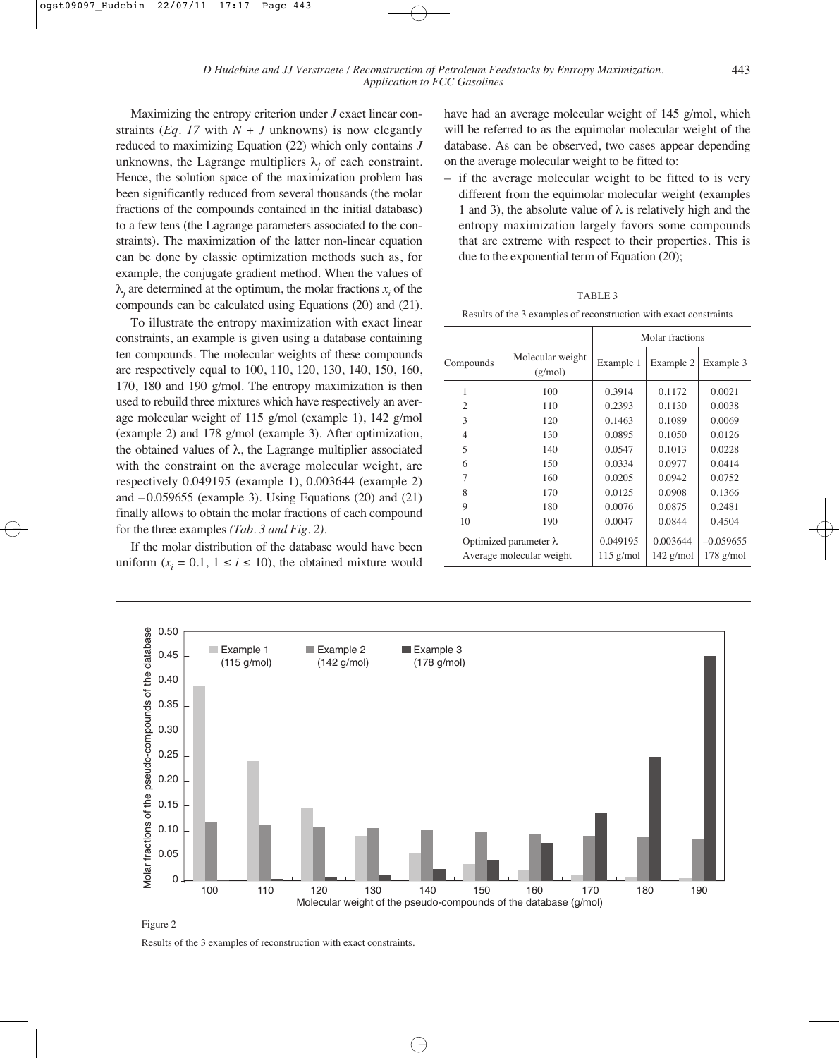Maximizing the entropy criterion under $J$ exact linear constraints (*Eq. 17* with $N + J$ unknowns) is now elegantly reduced to maximizing Equation (22) which only contains $J$ unknowns, the Lagrange multipliers $\lambda_j$ of each constraint. Hence, the solution space of the maximization problem has been significantly reduced from several thousands (the molar fractions of the compounds contained in the initial database) to a few tens (the Lagrange parameters associated to the constraints). The maximization of the latter non-linear equation can be done by classic optimization methods such as, for example, the conjugate gradient method. When the values of $\lambda_j$ are determined at the optimum, the molar fractions $x_i$ of the compounds can be calculated using Equations (20) and (21).

To illustrate the entropy maximization with exact linear constraints, an example is given using a database containing ten compounds. The molecular weights of these compounds are respectively equal to 100, 110, 120, 130, 140, 150, 160, 170, 180 and 190 g/mol. The entropy maximization is then used to rebuild three mixtures which have respectively an average molecular weight of 115 g/mol (example 1), 142 g/mol (example 2) and 178 g/mol (example 3). After optimization, the obtained values of $\lambda$, the Lagrange multiplier associated with the constraint on the average molecular weight, are respectively 0.049195 (example 1), 0.003644 (example 2) and −0.059655 (example 3). Using Equations (20) and (21) finally allows to obtain the molar fractions of each compound for the three examples *(Tab. 3 and Fig. 2)*.

If the molar distribution of the database would have been uniform ($x_i = 0.1$, $1 \leq i \leq 10$), the obtained mixture would have had an average molecular weight of 145 g/mol, which will be referred to as the equimolar molecular weight of the database. As can be observed, two cases appear depending on the average molecular weight to be fitted to:

– if the average molecular weight to be fitted to is very different from the equimolar molecular weight (examples 1 and 3), the absolute value of $\lambda$ is relatively high and the entropy maximization largely favors some compounds that are extreme with respect to their properties. This is due to the exponential term of Equation (20);

TABLE 3

Results of the 3 examples of reconstruction with exact constraints

| Compounds | Molecular weight (g/mol) | Molar fractions | | |
|---|---|---|---|---|
| | | Example 1 | Example 2 | Example 3 |
| 1 | 100 | 0.3914 | 0.1172 | 0.0021 |
| 2 | 110 | 0.2393 | 0.1130 | 0.0038 |
| 3 | 120 | 0.1463 | 0.1089 | 0.0069 |
| 4 | 130 | 0.0895 | 0.1050 | 0.0126 |
| 5 | 140 | 0.0547 | 0.1013 | 0.0228 |
| 6 | 150 | 0.0334 | 0.0977 | 0.0414 |
| 7 | 160 | 0.0205 | 0.0942 | 0.0752 |
| 8 | 170 | 0.0125 | 0.0908 | 0.1366 |
| 9 | 180 | 0.0076 | 0.0875 | 0.2481 |
| 10 | 190 | 0.0047 | 0.0844 | 0.4504 |
| Optimized parameter $\lambda$ | | 0.049195 | 0.003644 | −0.059655 |
| Average molecular weight | | 115 g/mol | 142 g/mol | 178 g/mol |

Figure 2

Results of the 3 examples of reconstruction with exact constraints.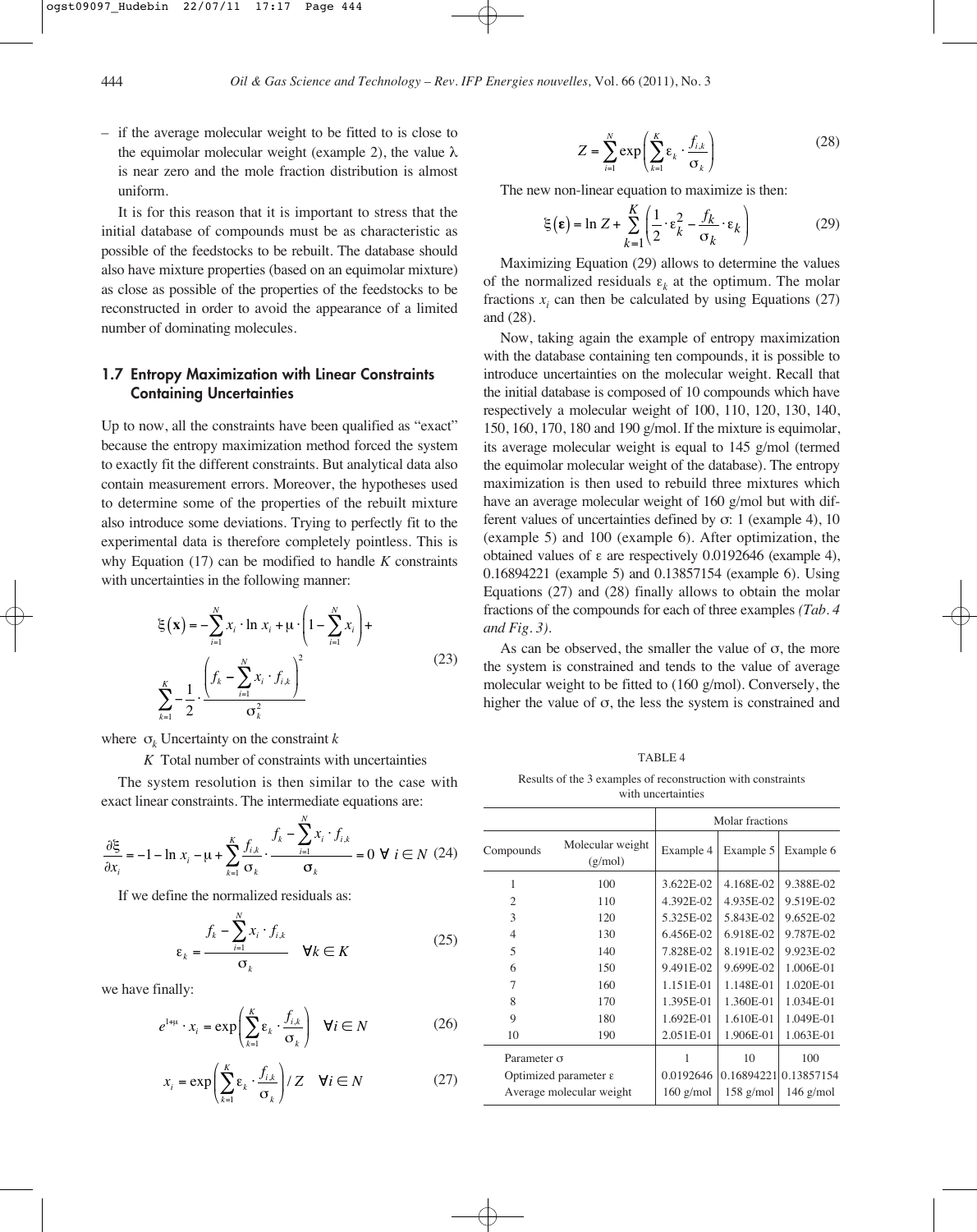– if the average molecular weight to be fitted to is close to the equimolar molecular weight (example 2), the value λ is near zero and the mole fraction distribution is almost uniform.

It is for this reason that it is important to stress that the initial database of compounds must be as characteristic as possible of the feedstocks to be rebuilt. The database should also have mixture properties (based on an equimolar mixture) as close as possible of the properties of the feedstocks to be reconstructed in order to avoid the appearance of a limited number of dominating molecules.

### 1.7 Entropy Maximization with Linear Constraints Containing Uncertainties

Up to now, all the constraints have been qualified as "exact" because the entropy maximization method forced the system to exactly fit the different constraints. But analytical data also contain measurement errors. Moreover, the hypotheses used to determine some of the properties of the rebuilt mixture also introduce some deviations. Trying to perfectly fit to the experimental data is therefore completely pointless. This is why Equation (17) can be modified to handle $K$ constraints with uncertainties in the following manner:

$$\xi(\mathbf{x}) = -\sum_{i=1}^{N} x_i \cdot \ln x_i + \mu \cdot \left(1 - \sum_{i=1}^{N} x_i\right) + \sum_{k=1}^{K} -\frac{1}{2} \cdot \frac{\left(f_k - \sum_{i=1}^{N} x_i \cdot f_{i,k}\right)^2}{\sigma_k^2} \tag{23}$$

where $\sigma_k$ Uncertainty on the constraint $k$

$K$ Total number of constraints with uncertainties

The system resolution is then similar to the case with exact linear constraints. The intermediate equations are:

$$\frac{\partial \xi}{\partial x_i} = -1 - \ln x_i - \mu + \sum_{k=1}^{K} \frac{f_{i,k}}{\sigma_k} \cdot \frac{f_k - \sum_{i=1}^{N} x_i \cdot f_{i,k}}{\sigma_k} = 0 \;\; \forall \; i \in N \tag{24}$$

If we define the normalized residuals as:

$$\varepsilon_k = \frac{f_k - \sum_{i=1}^{N} x_i \cdot f_{i,k}}{\sigma_k} \quad \forall k \in K \tag{25}$$

we have finally:

$$e^{1+\mu} \cdot x_i = \exp\left(\sum_{k=1}^{K} \varepsilon_k \cdot \frac{f_{i,k}}{\sigma_k}\right) \quad \forall i \in N \tag{26}$$

$$x_i = \exp\left(\sum_{k=1}^{K} \varepsilon_k \cdot \frac{f_{i,k}}{\sigma_k}\right) / Z \quad \forall i \in N \tag{27}$$

$$Z = \sum_{i=1}^{N} \exp\left(\sum_{k=1}^{K} \varepsilon_k \cdot \frac{f_{i,k}}{\sigma_k}\right) \tag{28}$$

The new non-linear equation to maximize is then:

$$\xi(\boldsymbol{\varepsilon}) = \ln Z + \sum_{k=1}^{K} \left(\frac{1}{2} \cdot \varepsilon_k^2 - \frac{f_k}{\sigma_k} \cdot \varepsilon_k\right) \tag{29}$$

Maximizing Equation (29) allows to determine the values of the normalized residuals $\varepsilon_k$ at the optimum. The molar fractions $x_i$ can then be calculated by using Equations (27) and (28).

Now, taking again the example of entropy maximization with the database containing ten compounds, it is possible to introduce uncertainties on the molecular weight. Recall that the initial database is composed of 10 compounds which have respectively a molecular weight of 100, 110, 120, 130, 140, 150, 160, 170, 180 and 190 g/mol. If the mixture is equimolar, its average molecular weight is equal to 145 g/mol (termed the equimolar molecular weight of the database). The entropy maximization is then used to rebuild three mixtures which have an average molecular weight of 160 g/mol but with different values of uncertainties defined by σ: 1 (example 4), 10 (example 5) and 100 (example 6). After optimization, the obtained values of ε are respectively 0.0192646 (example 4), 0.16894221 (example 5) and 0.13857154 (example 6). Using Equations (27) and (28) finally allows to obtain the molar fractions of the compounds for each of three examples *(Tab. 4 and Fig. 3)*.

As can be observed, the smaller the value of σ, the more the system is constrained and tends to the value of average molecular weight to be fitted to (160 g/mol). Conversely, the higher the value of σ, the less the system is constrained and

TABLE 4

Results of the 3 examples of reconstruction with constraints with uncertainties

| Compounds | Molecular weight (g/mol) | Molar fractions | | |
|---|---|---|---|---|
| | | Example 4 | Example 5 | Example 6 |
| 1 | 100 | 3.622E-02 | 4.168E-02 | 9.388E-02 |
| 2 | 110 | 4.392E-02 | 4.935E-02 | 9.519E-02 |
| 3 | 120 | 5.325E-02 | 5.843E-02 | 9.652E-02 |
| 4 | 130 | 6.456E-02 | 6.918E-02 | 9.787E-02 |
| 5 | 140 | 7.828E-02 | 8.191E-02 | 9.923E-02 |
| 6 | 150 | 9.491E-02 | 9.699E-02 | 1.006E-01 |
| 7 | 160 | 1.151E-01 | 1.148E-01 | 1.020E-01 |
| 8 | 170 | 1.395E-01 | 1.360E-01 | 1.034E-01 |
| 9 | 180 | 1.692E-01 | 1.610E-01 | 1.049E-01 |
| 10 | 190 | 2.051E-01 | 1.906E-01 | 1.063E-01 |
| Parameter σ | | 1 | 10 | 100 |
| Optimized parameter ε | | 0.0192646 | 0.16894221 | 0.13857154 |
| Average molecular weight | | 160 g/mol | 158 g/mol | 146 g/mol |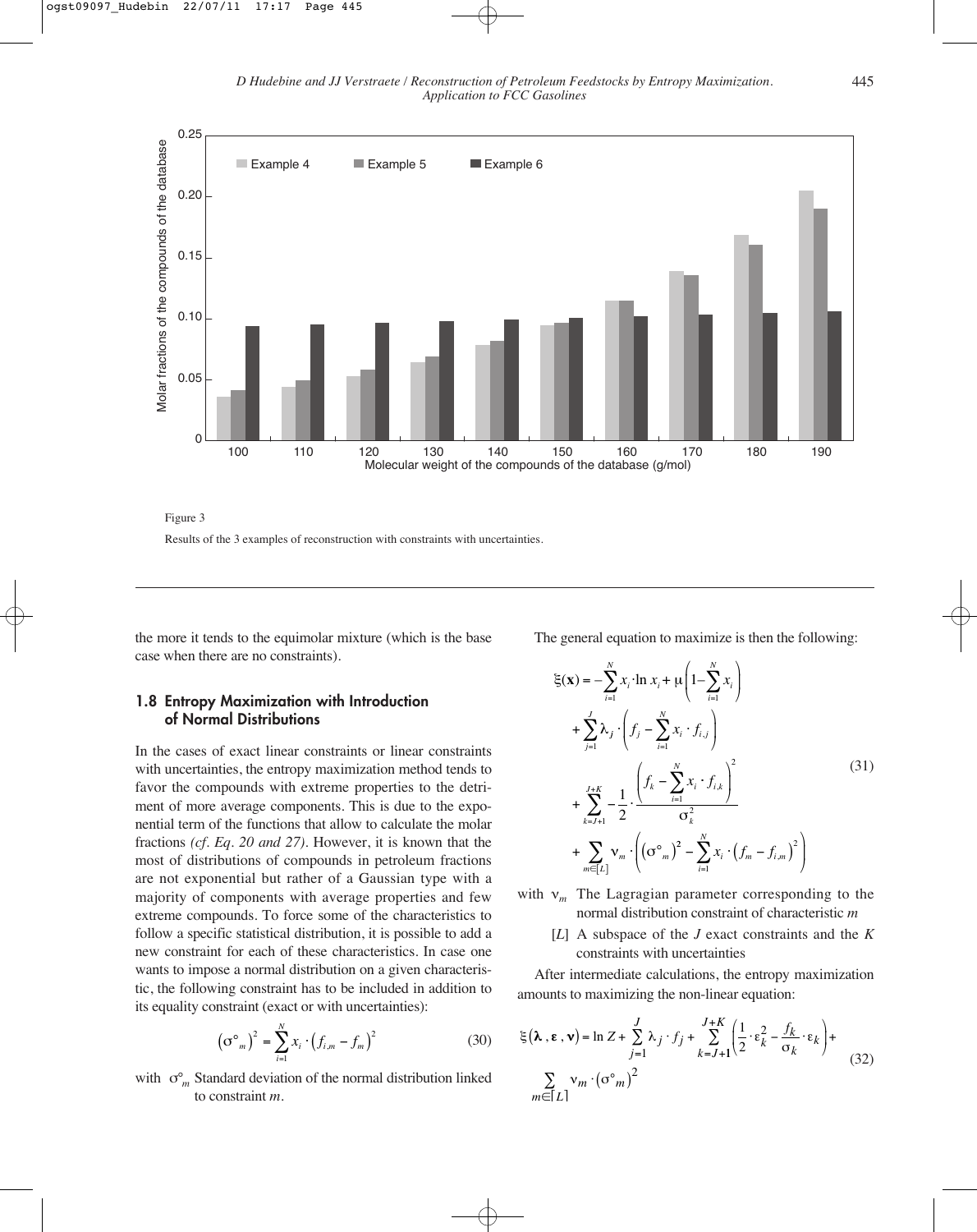Figure 3

Results of the 3 examples of reconstruction with constraints with uncertainties.

the more it tends to the equimolar mixture (which is the base case when there are no constraints).

### 1.8 Entropy Maximization with Introduction of Normal Distributions

In the cases of exact linear constraints or linear constraints with uncertainties, the entropy maximization method tends to favor the compounds with extreme properties to the detriment of more average components. This is due to the exponential term of the functions that allow to calculate the molar fractions *(cf. Eq. 20 and 27)*. However, it is known that the most of distributions of compounds in petroleum fractions are not exponential but rather of a Gaussian type with a majority of components with average properties and few extreme compounds. To force some of the characteristics to follow a specific statistical distribution, it is possible to add a new constraint for each of these characteristics. In case one wants to impose a normal distribution on a given characteristic, the following constraint has to be included in addition to its equality constraint (exact or with uncertainties):

$$\left(\sigma^\circ_m\right)^2 = \sum_{i=1}^{N} x_i \cdot \left(f_{i,m} - f_m\right)^2 \tag{30}$$

with $\sigma^\circ_m$ Standard deviation of the normal distribution linked to constraint $m$.

The general equation to maximize is then the following:

$$\begin{aligned}
\xi(\mathbf{x}) = & -\sum_{i=1}^{N} x_i \cdot \ln x_i + \mu\left(1 - \sum_{i=1}^{N} x_i\right) \\
& + \sum_{j=1}^{J} \lambda_j \cdot \left(f_j - \sum_{i=1}^{N} x_i \cdot f_{i,j}\right) \\
& + \sum_{k=J+1}^{J+K} -\frac{1}{2} \cdot \frac{\left(f_k - \sum_{i=1}^{N} x_i \cdot f_{i,k}\right)^2}{\sigma_k^2} \\
& + \sum_{m \in [L]} \nu_m \cdot \left(\left(\sigma^\circ_m\right)^2 - \sum_{i=1}^{N} x_i \cdot \left(f_m - f_{i,m}\right)^2\right)
\end{aligned} \tag{31}$$

with $\nu_m$ The Lagragian parameter corresponding to the normal distribution constraint of characteristic $m$

$[L]$ A subspace of the $J$ exact constraints and the $K$ constraints with uncertainties

After intermediate calculations, the entropy maximization amounts to maximizing the non-linear equation:

$$\xi\left(\boldsymbol{\lambda}, \boldsymbol{\varepsilon}, \boldsymbol{\nu}\right) = \ln Z + \sum_{j=1}^{J} \lambda_j \cdot f_j + \sum_{k=J+1}^{J+K} \left(\frac{1}{2} \cdot \varepsilon_k^2 - \frac{f_k}{\sigma_k} \cdot \varepsilon_k\right) + \sum_{m \in [L]} \nu_m \cdot \left(\sigma^\circ_m\right)^2 \tag{32}$$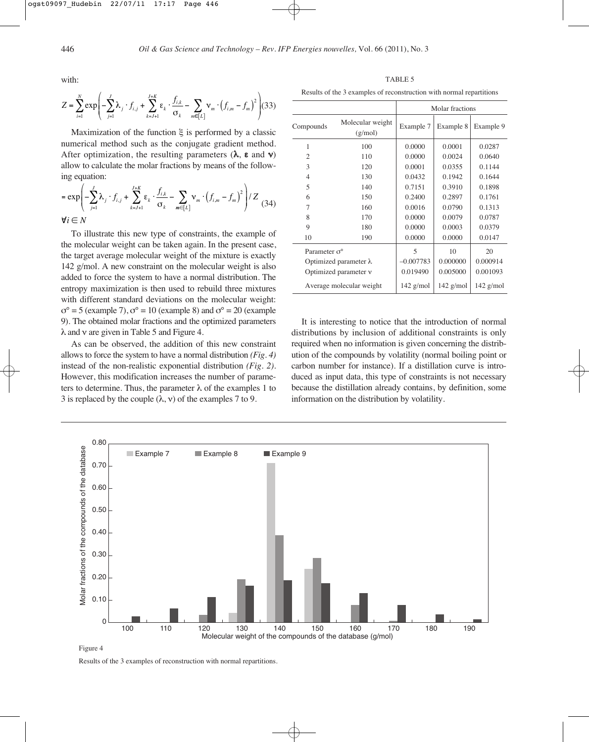with:

$$Z = \sum_{i=1}^{N} \exp\left( -\sum_{j=1}^{J} \lambda_j \cdot f_{i,j} + \sum_{k=J+1}^{J+K} \varepsilon_k \cdot \frac{f_{i,k}}{\sigma_k} - \sum_{m \in [L]} \nu_m \cdot \left(f_{i,m} - f_m\right)^2 \right) \quad (33)$$

Maximization of the function $\xi$ is performed by a classic numerical method such as the conjugate gradient method. After optimization, the resulting parameters ($\boldsymbol{\lambda}$, $\boldsymbol{\varepsilon}$ and $\boldsymbol{\nu}$) allow to calculate the molar fractions by means of the following equation:

$$= \exp\left( -\sum_{j=1}^{J} \lambda_j \cdot f_{i,j} + \sum_{k=J+1}^{J+K} \varepsilon_k \cdot \frac{f_{i,k}}{\sigma_k} - \sum_{m \in [L]} \nu_m \cdot \left(f_{i,m} - f_m\right)^2 \right) / Z \quad (34)$$

$\forall i \in N$

To illustrate this new type of constraints, the example of the molecular weight can be taken again. In the present case, the target average molecular weight of the mixture is exactly 142 g/mol. A new constraint on the molecular weight is also added to force the system to have a normal distribution. The entropy maximization is then used to rebuild three mixtures with different standard deviations on the molecular weight: $\sigma° = 5$ (example 7), $\sigma° = 10$ (example 8) and $\sigma° = 20$ (example 9). The obtained molar fractions and the optimized parameters $\lambda$ and $\nu$ are given in Table 5 and Figure 4.

As can be observed, the addition of this new constraint allows to force the system to have a normal distribution *(Fig. 4)* instead of the non-realistic exponential distribution *(Fig. 2)*. However, this modification increases the number of parameters to determine. Thus, the parameter $\lambda$ of the examples 1 to 3 is replaced by the couple ($\lambda$, $\nu$) of the examples 7 to 9.

TABLE 5

Results of the 3 examples of reconstruction with normal repartitions

| | | Molar fractions | | |
|---|---|---|---|---|
| Compounds | Molecular weight (g/mol) | Example 7 | Example 8 | Example 9 |
| 1 | 100 | 0.0000 | 0.0001 | 0.0287 |
| 2 | 110 | 0.0000 | 0.0024 | 0.0640 |
| 3 | 120 | 0.0001 | 0.0355 | 0.1144 |
| 4 | 130 | 0.0432 | 0.1942 | 0.1644 |
| 5 | 140 | 0.7151 | 0.3910 | 0.1898 |
| 6 | 150 | 0.2400 | 0.2897 | 0.1761 |
| 7 | 160 | 0.0016 | 0.0790 | 0.1313 |
| 8 | 170 | 0.0000 | 0.0079 | 0.0787 |
| 9 | 180 | 0.0000 | 0.0003 | 0.0379 |
| 10 | 190 | 0.0000 | 0.0000 | 0.0147 |
| Parameter $\sigma°$ | | 5 | 10 | 20 |
| Optimized parameter $\lambda$ | | –0.007783 | 0.000000 | 0.000914 |
| Optimized parameter $\nu$ | | 0.019490 | 0.005000 | 0.001093 |
| Average molecular weight | | 142 g/mol | 142 g/mol | 142 g/mol |

It is interesting to notice that the introduction of normal distributions by inclusion of additional constraints is only required when no information is given concerning the distribution of the compounds by volatility (normal boiling point or carbon number for instance). If a distillation curve is introduced as input data, this type of constraints is not necessary because the distillation already contains, by definition, some information on the distribution by volatility.

Figure 4

Results of the 3 examples of reconstruction with normal repartitions.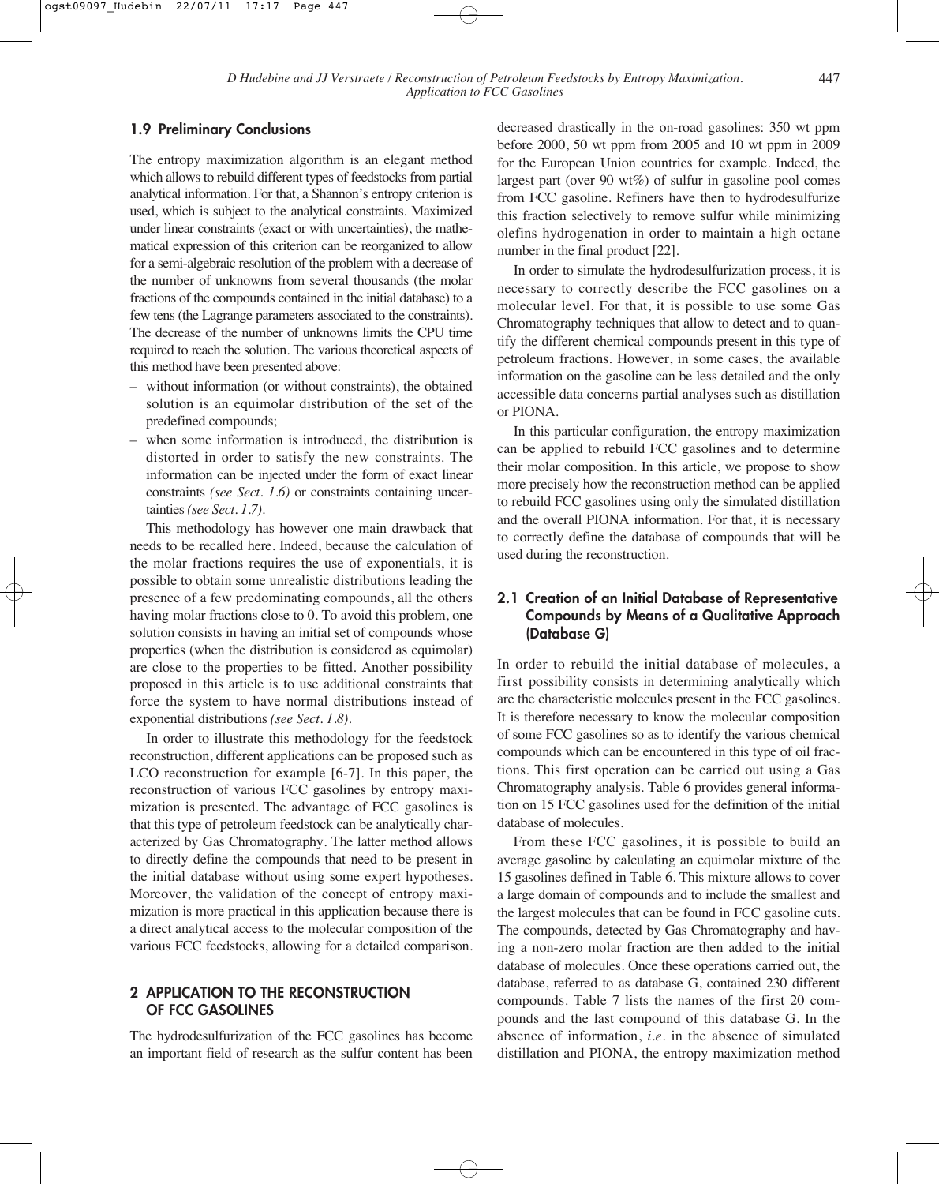### 1.9 Preliminary Conclusions

The entropy maximization algorithm is an elegant method which allows to rebuild different types of feedstocks from partial analytical information. For that, a Shannon's entropy criterion is used, which is subject to the analytical constraints. Maximized under linear constraints (exact or with uncertainties), the mathematical expression of this criterion can be reorganized to allow for a semi-algebraic resolution of the problem with a decrease of the number of unknowns from several thousands (the molar fractions of the compounds contained in the initial database) to a few tens (the Lagrange parameters associated to the constraints). The decrease of the number of unknowns limits the CPU time required to reach the solution. The various theoretical aspects of this method have been presented above:

- without information (or without constraints), the obtained solution is an equimolar distribution of the set of the predefined compounds;
- when some information is introduced, the distribution is distorted in order to satisfy the new constraints. The information can be injected under the form of exact linear constraints *(see Sect. 1.6)* or constraints containing uncertainties *(see Sect. 1.7)*.

This methodology has however one main drawback that needs to be recalled here. Indeed, because the calculation of the molar fractions requires the use of exponentials, it is possible to obtain some unrealistic distributions leading the presence of a few predominating compounds, all the others having molar fractions close to 0. To avoid this problem, one solution consists in having an initial set of compounds whose properties (when the distribution is considered as equimolar) are close to the properties to be fitted. Another possibility proposed in this article is to use additional constraints that force the system to have normal distributions instead of exponential distributions *(see Sect. 1.8)*.

In order to illustrate this methodology for the feedstock reconstruction, different applications can be proposed such as LCO reconstruction for example [6-7]. In this paper, the reconstruction of various FCC gasolines by entropy maximization is presented. The advantage of FCC gasolines is that this type of petroleum feedstock can be analytically characterized by Gas Chromatography. The latter method allows to directly define the compounds that need to be present in the initial database without using some expert hypotheses. Moreover, the validation of the concept of entropy maximization is more practical in this application because there is a direct analytical access to the molecular composition of the various FCC feedstocks, allowing for a detailed comparison.

## 2 APPLICATION TO THE RECONSTRUCTION OF FCC GASOLINES

The hydrodesulfurization of the FCC gasolines has become an important field of research as the sulfur content has been decreased drastically in the on-road gasolines: 350 wt ppm before 2000, 50 wt ppm from 2005 and 10 wt ppm in 2009 for the European Union countries for example. Indeed, the largest part (over 90 wt%) of sulfur in gasoline pool comes from FCC gasoline. Refiners have then to hydrodesulfurize this fraction selectively to remove sulfur while minimizing olefins hydrogenation in order to maintain a high octane number in the final product [22].

In order to simulate the hydrodesulfurization process, it is necessary to correctly describe the FCC gasolines on a molecular level. For that, it is possible to use some Gas Chromatography techniques that allow to detect and to quantify the different chemical compounds present in this type of petroleum fractions. However, in some cases, the available information on the gasoline can be less detailed and the only accessible data concerns partial analyses such as distillation or PIONA.

In this particular configuration, the entropy maximization can be applied to rebuild FCC gasolines and to determine their molar composition. In this article, we propose to show more precisely how the reconstruction method can be applied to rebuild FCC gasolines using only the simulated distillation and the overall PIONA information. For that, it is necessary to correctly define the database of compounds that will be used during the reconstruction.

### 2.1 Creation of an Initial Database of Representative Compounds by Means of a Qualitative Approach (Database G)

In order to rebuild the initial database of molecules, a first possibility consists in determining analytically which are the characteristic molecules present in the FCC gasolines. It is therefore necessary to know the molecular composition of some FCC gasolines so as to identify the various chemical compounds which can be encountered in this type of oil fractions. This first operation can be carried out using a Gas Chromatography analysis. Table 6 provides general information on 15 FCC gasolines used for the definition of the initial database of molecules.

From these FCC gasolines, it is possible to build an average gasoline by calculating an equimolar mixture of the 15 gasolines defined in Table 6. This mixture allows to cover a large domain of compounds and to include the smallest and the largest molecules that can be found in FCC gasoline cuts. The compounds, detected by Gas Chromatography and having a non-zero molar fraction are then added to the initial database of molecules. Once these operations carried out, the database, referred to as database G, contained 230 different compounds. Table 7 lists the names of the first 20 compounds and the last compound of this database G. In the absence of information, *i.e.* in the absence of simulated distillation and PIONA, the entropy maximization method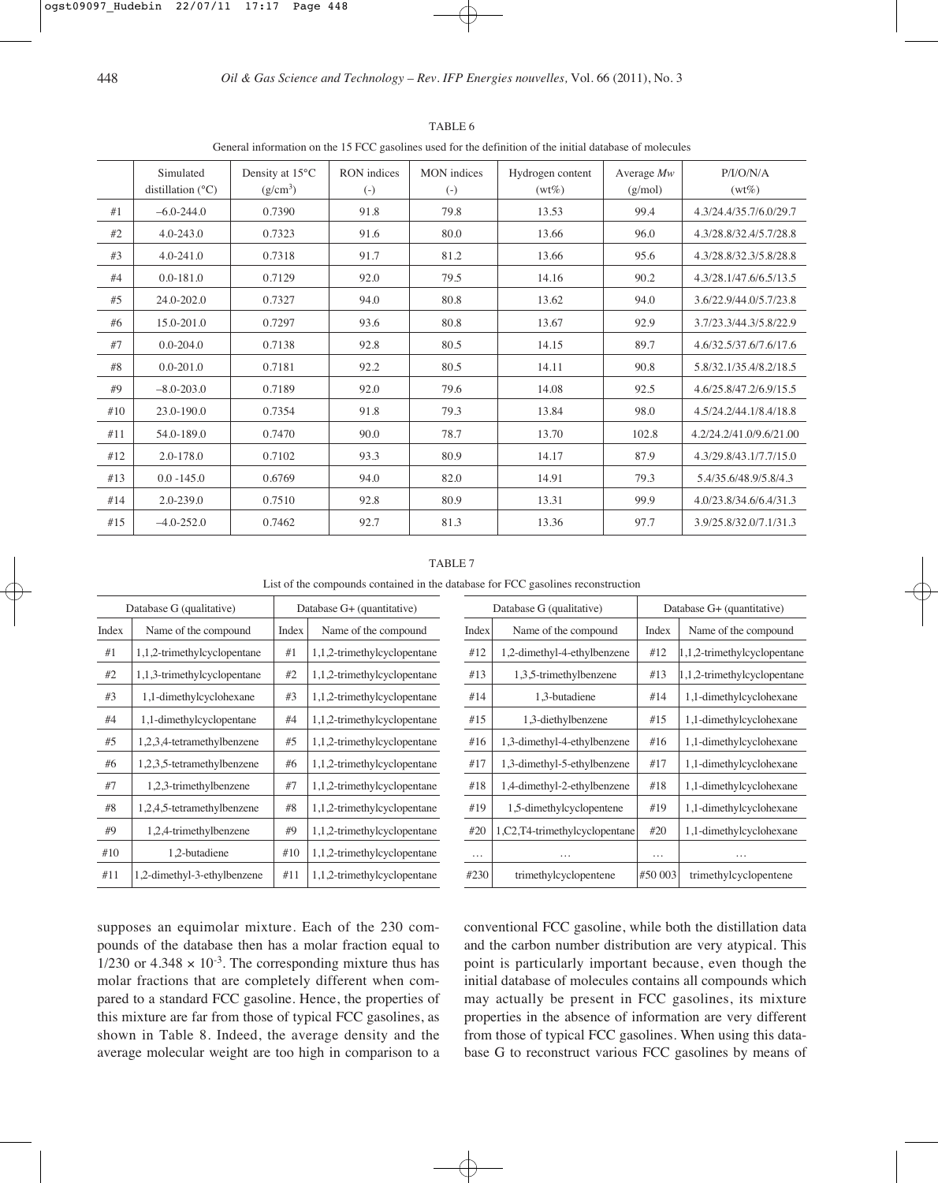TABLE 6

General information on the 15 FCC gasolines used for the definition of the initial database of molecules

| | Simulated distillation (°C) | Density at 15°C (g/cm³) | RON indices (-) | MON indices (-) | Hydrogen content (wt%) | Average *Mw* (g/mol) | P/I/O/N/A (wt%) |
|---|---|---|---|---|---|---|---|
| #1 | –6.0-244.0 | 0.7390 | 91.8 | 79.8 | 13.53 | 99.4 | 4.3/24.4/35.7/6.0/29.7 |
| #2 | 4.0-243.0 | 0.7323 | 91.6 | 80.0 | 13.66 | 96.0 | 4.3/28.8/32.4/5.7/28.8 |
| #3 | 4.0-241.0 | 0.7318 | 91.7 | 81.2 | 13.66 | 95.6 | 4.3/28.8/32.3/5.8/28.8 |
| #4 | 0.0-181.0 | 0.7129 | 92.0 | 79.5 | 14.16 | 90.2 | 4.3/28.1/47.6/6.5/13.5 |
| #5 | 24.0-202.0 | 0.7327 | 94.0 | 80.8 | 13.62 | 94.0 | 3.6/22.9/44.0/5.7/23.8 |
| #6 | 15.0-201.0 | 0.7297 | 93.6 | 80.8 | 13.67 | 92.9 | 3.7/23.3/44.3/5.8/22.9 |
| #7 | 0.0-204.0 | 0.7138 | 92.8 | 80.5 | 14.15 | 89.7 | 4.6/32.5/37.6/7.6/17.6 |
| #8 | 0.0-201.0 | 0.7181 | 92.2 | 80.5 | 14.11 | 90.8 | 5.8/32.1/35.4/8.2/18.5 |
| #9 | –8.0-203.0 | 0.7189 | 92.0 | 79.6 | 14.08 | 92.5 | 4.6/25.8/47.2/6.9/15.5 |
| #10 | 23.0-190.0 | 0.7354 | 91.8 | 79.3 | 13.84 | 98.0 | 4.5/24.2/44.1/8.4/18.8 |
| #11 | 54.0-189.0 | 0.7470 | 90.0 | 78.7 | 13.70 | 102.8 | 4.2/24.2/41.0/9.6/21.00 |
| #12 | 2.0-178.0 | 0.7102 | 93.3 | 80.9 | 14.17 | 87.9 | 4.3/29.8/43.1/7.7/15.0 |
| #13 | 0.0 -145.0 | 0.6769 | 94.0 | 82.0 | 14.91 | 79.3 | 5.4/35.6/48.9/5.8/4.3 |
| #14 | 2.0-239.0 | 0.7510 | 92.8 | 80.9 | 13.31 | 99.9 | 4.0/23.8/34.6/6.4/31.3 |
| #15 | –4.0-252.0 | 0.7462 | 92.7 | 81.3 | 13.36 | 97.7 | 3.9/25.8/32.0/7.1/31.3 |

TABLE 7

List of the compounds contained in the database for FCC gasolines reconstruction

| Database G (qualitative) | | Database G+ (quantitative) | | Database G (qualitative) | | Database G+ (quantitative) | |
|---|---|---|---|---|---|---|---|
| Index | Name of the compound | Index | Name of the compound | Index | Name of the compound | Index | Name of the compound |
| #1 | 1,1,2-trimethylcyclopentane | #1 | 1,1,2-trimethylcyclopentane | #12 | 1,2-dimethyl-4-ethylbenzene | #12 | 1,1,2-trimethylcyclopentane |
| #2 | 1,1,3-trimethylcyclopentane | #2 | 1,1,2-trimethylcyclopentane | #13 | 1,3,5-trimethylbenzene | #13 | 1,1,2-trimethylcyclopentane |
| #3 | 1,1-dimethylcyclohexane | #3 | 1,1,2-trimethylcyclopentane | #14 | 1,3-butadiene | #14 | 1,1-dimethylcyclohexane |
| #4 | 1,1-dimethylcyclopentane | #4 | 1,1,2-trimethylcyclopentane | #15 | 1,3-diethylbenzene | #15 | 1,1-dimethylcyclohexane |
| #5 | 1,2,3,4-tetramethylbenzene | #5 | 1,1,2-trimethylcyclopentane | #16 | 1,3-dimethyl-4-ethylbenzene | #16 | 1,1-dimethylcyclohexane |
| #6 | 1,2,3,5-tetramethylbenzene | #6 | 1,1,2-trimethylcyclopentane | #17 | 1,3-dimethyl-5-ethylbenzene | #17 | 1,1-dimethylcyclohexane |
| #7 | 1,2,3-trimethylbenzene | #7 | 1,1,2-trimethylcyclopentane | #18 | 1,4-dimethyl-2-ethylbenzene | #18 | 1,1-dimethylcyclohexane |
| #8 | 1,2,4,5-tetramethylbenzene | #8 | 1,1,2-trimethylcyclopentane | #19 | 1,5-dimethylcyclopentene | #19 | 1,1-dimethylcyclohexane |
| #9 | 1,2,4-trimethylbenzene | #9 | 1,1,2-trimethylcyclopentane | #20 | 1,C2,T4-trimethylcyclopentane | #20 | 1,1-dimethylcyclohexane |
| #10 | 1,2-butadiene | #10 | 1,1,2-trimethylcyclopentane | … | … | … | … |
| #11 | 1,2-dimethyl-3-ethylbenzene | #11 | 1,1,2-trimethylcyclopentane | #230 | trimethylcyclopentene | #50 003 | trimethylcyclopentene |

supposes an equimolar mixture. Each of the 230 compounds of the database then has a molar fraction equal to 1/230 or $4.348 \times 10^{-3}$. The corresponding mixture thus has molar fractions that are completely different when compared to a standard FCC gasoline. Hence, the properties of this mixture are far from those of typical FCC gasolines, as shown in Table 8. Indeed, the average density and the average molecular weight are too high in comparison to a conventional FCC gasoline, while both the distillation data and the carbon number distribution are very atypical. This point is particularly important because, even though the initial database of molecules contains all compounds which may actually be present in FCC gasolines, its mixture properties in the absence of information are very different from those of typical FCC gasolines. When using this database G to reconstruct various FCC gasolines by means of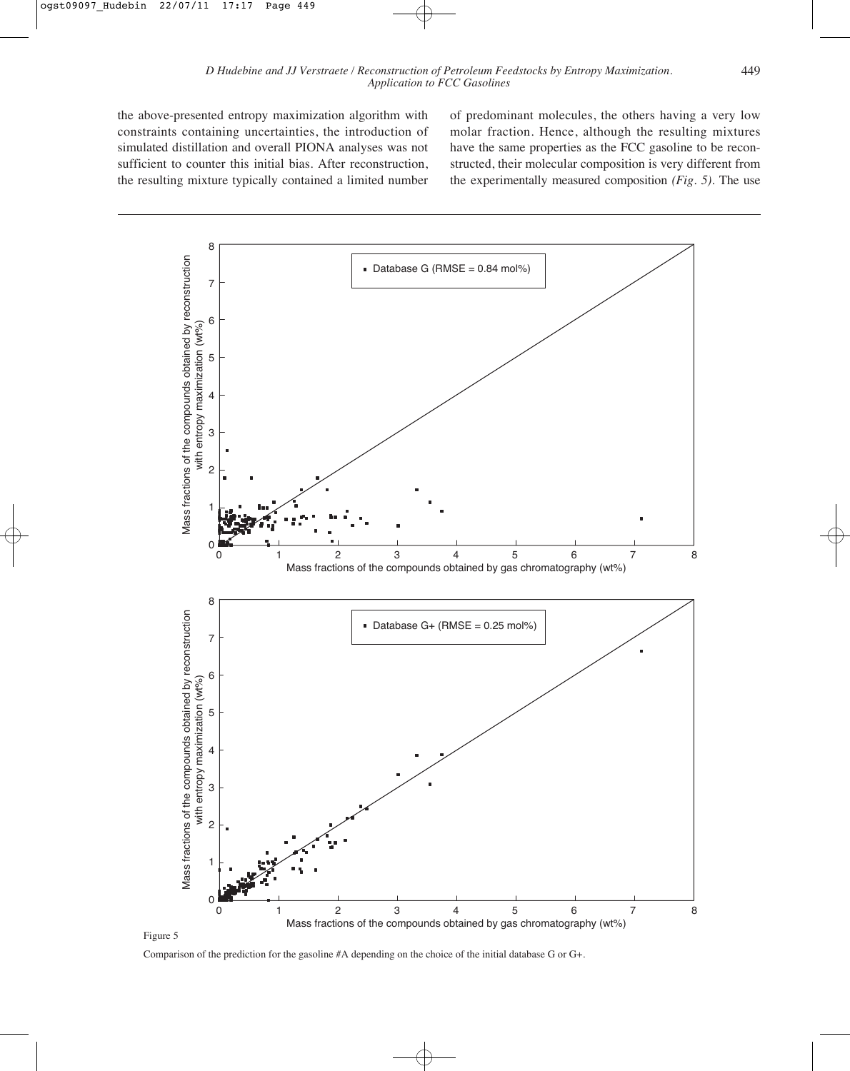the above-presented entropy maximization algorithm with constraints containing uncertainties, the introduction of simulated distillation and overall PIONA analyses was not sufficient to counter this initial bias. After reconstruction, the resulting mixture typically contained a limited number of predominant molecules, the others having a very low molar fraction. Hence, although the resulting mixtures have the same properties as the FCC gasoline to be reconstructed, their molecular composition is very different from the experimentally measured composition *(Fig. 5)*. The use

Figure 5

Comparison of the prediction for the gasoline #A depending on the choice of the initial database G or G+.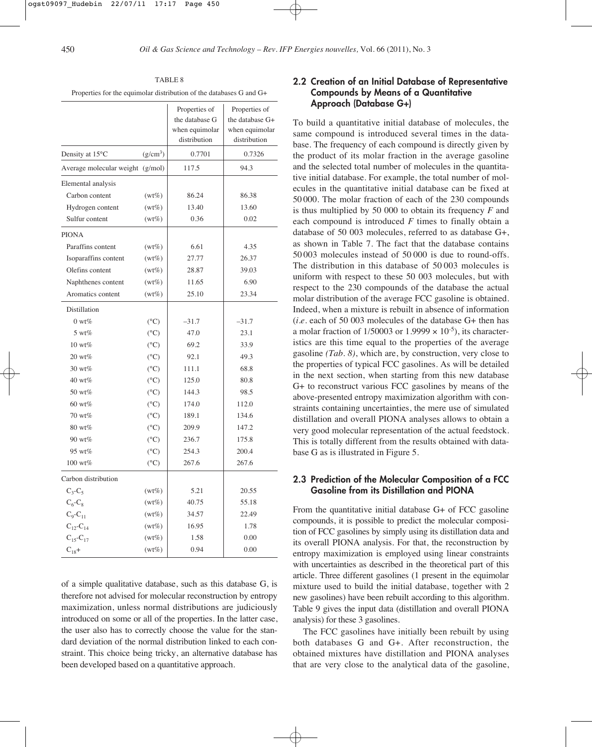TABLE 8

Properties for the equimolar distribution of the databases G and G+

| | | Properties of the database G when equimolar distribution | Properties of the database G+ when equimolar distribution |
|---|---|---|---|
| Density at 15°C | ($g/cm^3$) | 0.7701 | 0.7326 |
| Average molecular weight | (g/mol) | 117.5 | 94.3 |
| Elemental analysis | | | |
| Carbon content | (wt%) | 86.24 | 86.38 |
| Hydrogen content | (wt%) | 13.40 | 13.60 |
| Sulfur content | (wt%) | 0.36 | 0.02 |
| PIONA | | | |
| Paraffins content | (wt%) | 6.61 | 4.35 |
| Isoparaffins content | (wt%) | 27.77 | 26.37 |
| Olefins content | (wt%) | 28.87 | 39.03 |
| Naphthenes content | (wt%) | 11.65 | 6.90 |
| Aromatics content | (wt%) | 25.10 | 23.34 |
| Distillation | | | |
| 0 wt% | (°C) | –31.7 | –31.7 |
| 5 wt% | (°C) | 47.0 | 23.1 |
| 10 wt% | (°C) | 69.2 | 33.9 |
| 20 wt% | (°C) | 92.1 | 49.3 |
| 30 wt% | (°C) | 111.1 | 68.8 |
| 40 wt% | (°C) | 125.0 | 80.8 |
| 50 wt% | (°C) | 144.3 | 98.5 |
| 60 wt% | (°C) | 174.0 | 112.0 |
| 70 wt% | (°C) | 189.1 | 134.6 |
| 80 wt% | (°C) | 209.9 | 147.2 |
| 90 wt% | (°C) | 236.7 | 175.8 |
| 95 wt% | (°C) | 254.3 | 200.4 |
| 100 wt% | (°C) | 267.6 | 267.6 |
| Carbon distribution | | | |
| $C_3$-$C_5$ | (wt%) | 5.21 | 20.55 |
| $C_6$-$C_8$ | (wt%) | 40.75 | 55.18 |
| $C_9$-$C_{11}$ | (wt%) | 34.57 | 22.49 |
| $C_{12}$-$C_{14}$ | (wt%) | 16.95 | 1.78 |
| $C_{15}$-$C_{17}$ | (wt%) | 1.58 | 0.00 |
| $C_{18}$+ | (wt%) | 0.94 | 0.00 |

of a simple qualitative database, such as this database G, is therefore not advised for molecular reconstruction by entropy maximization, unless normal distributions are judiciously introduced on some or all of the properties. In the latter case, the user also has to correctly choose the value for the standard deviation of the normal distribution linked to each constraint. This choice being tricky, an alternative database has been developed based on a quantitative approach.

## 2.2 Creation of an Initial Database of Representative Compounds by Means of a Quantitative Approach (Database G+)

To build a quantitative initial database of molecules, the same compound is introduced several times in the database. The frequency of each compound is directly given by the product of its molar fraction in the average gasoline and the selected total number of molecules in the quantitative initial database. For example, the total number of molecules in the quantitative initial database can be fixed at 50 000. The molar fraction of each of the 230 compounds is thus multiplied by 50 000 to obtain its frequency *F* and each compound is introduced *F* times to finally obtain a database of 50 003 molecules, referred to as database G+, as shown in Table 7. The fact that the database contains 50 003 molecules instead of 50 000 is due to round-offs. The distribution in this database of 50 003 molecules is uniform with respect to these 50 003 molecules, but with respect to the 230 compounds of the database the actual molar distribution of the average FCC gasoline is obtained. Indeed, when a mixture is rebuilt in absence of information (*i.e.* each of 50 003 molecules of the database G+ then has a molar fraction of 1/50003 or $1.9999 \times 10^{-5}$), its characteristics are this time equal to the properties of the average gasoline *(Tab. 8)*, which are, by construction, very close to the properties of typical FCC gasolines. As will be detailed in the next section, when starting from this new database G+ to reconstruct various FCC gasolines by means of the above-presented entropy maximization algorithm with constraints containing uncertainties, the mere use of simulated distillation and overall PIONA analyses allows to obtain a very good molecular representation of the actual feedstock. This is totally different from the results obtained with database G as is illustrated in Figure 5.

## 2.3 Prediction of the Molecular Composition of a FCC Gasoline from its Distillation and PIONA

From the quantitative initial database G+ of FCC gasoline compounds, it is possible to predict the molecular composition of FCC gasolines by simply using its distillation data and its overall PIONA analysis. For that, the reconstruction by entropy maximization is employed using linear constraints with uncertainties as described in the theoretical part of this article. Three different gasolines (1 present in the equimolar mixture used to build the initial database, together with 2 new gasolines) have been rebuilt according to this algorithm. Table 9 gives the input data (distillation and overall PIONA analysis) for these 3 gasolines.

The FCC gasolines have initially been rebuilt by using both databases G and G+. After reconstruction, the obtained mixtures have distillation and PIONA analyses that are very close to the analytical data of the gasoline,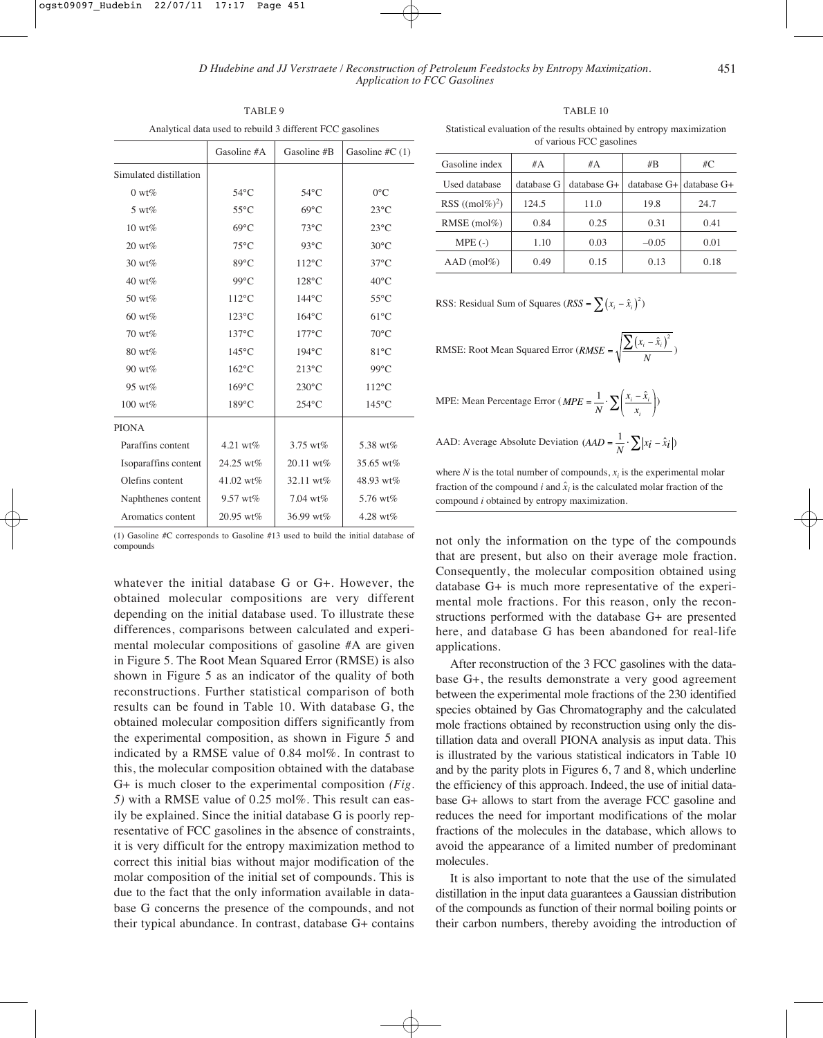TABLE 9

Analytical data used to rebuild 3 different FCC gasolines

| | Gasoline #A | Gasoline #B | Gasoline #C (1) |
|---|---|---|---|
| Simulated distillation | | | |
| 0 wt% | 54°C | 54°C | 0°C |
| 5 wt% | 55°C | 69°C | 23°C |
| 10 wt% | 69°C | 73°C | 23°C |
| 20 wt% | 75°C | 93°C | 30°C |
| 30 wt% | 89°C | 112°C | 37°C |
| 40 wt% | 99°C | 128°C | 40°C |
| 50 wt% | 112°C | 144°C | 55°C |
| 60 wt% | 123°C | 164°C | 61°C |
| 70 wt% | 137°C | 177°C | 70°C |
| 80 wt% | 145°C | 194°C | 81°C |
| 90 wt% | 162°C | 213°C | 99°C |
| 95 wt% | 169°C | 230°C | 112°C |
| 100 wt% | 189°C | 254°C | 145°C |
| PIONA | | | |
| Paraffins content | 4.21 wt% | 3.75 wt% | 5.38 wt% |
| Isoparaffins content | 24.25 wt% | 20.11 wt% | 35.65 wt% |
| Olefins content | 41.02 wt% | 32.11 wt% | 48.93 wt% |
| Naphthenes content | 9.57 wt% | 7.04 wt% | 5.76 wt% |
| Aromatics content | 20.95 wt% | 36.99 wt% | 4.28 wt% |

(1) Gasoline #C corresponds to Gasoline #13 used to build the initial database of compounds

TABLE 10

Statistical evaluation of the results obtained by entropy maximization of various FCC gasolines

| Gasoline index | #A | #A | #B | #C |
|---|---|---|---|---|
| Used database | database G | database G+ | database G+ | database G+ |
| RSS ((mol%)$^2$) | 124.5 | 11.0 | 19.8 | 24.7 |
| RMSE (mol%) | 0.84 | 0.25 | 0.31 | 0.41 |
| MPE (-) | 1.10 | 0.03 | –0.05 | 0.01 |
| AAD (mol%) | 0.49 | 0.15 | 0.13 | 0.18 |

RSS: Residual Sum of Squares ($RSS = \sum (x_i - \hat{x}_i)^2$)

RMSE: Root Mean Squared Error ($RMSE = \sqrt{\frac{\sum (x_i - \hat{x}_i)^2}{N}}$)

MPE: Mean Percentage Error ($MPE = \frac{1}{N} \cdot \sum \left( \frac{x_i - \hat{x}_i}{x_i} \right)$)

AAD: Average Absolute Deviation ($AAD = \frac{1}{N} \cdot \sum |x_i - \hat{x}_i|$)

where $N$ is the total number of compounds, $x_i$ is the experimental molar fraction of the compound $i$ and $\hat{x}_i$ is the calculated molar fraction of the compound $i$ obtained by entropy maximization.

whatever the initial database G or G+. However, the obtained molecular compositions are very different depending on the initial database used. To illustrate these differences, comparisons between calculated and experimental molecular compositions of gasoline #A are given in Figure 5. The Root Mean Squared Error (RMSE) is also shown in Figure 5 as an indicator of the quality of both reconstructions. Further statistical comparison of both results can be found in Table 10. With database G, the obtained molecular composition differs significantly from the experimental composition, as shown in Figure 5 and indicated by a RMSE value of 0.84 mol%. In contrast to this, the molecular composition obtained with the database G+ is much closer to the experimental composition *(Fig. 5)* with a RMSE value of 0.25 mol%. This result can easily be explained. Since the initial database G is poorly representative of FCC gasolines in the absence of constraints, it is very difficult for the entropy maximization method to correct this initial bias without major modification of the molar composition of the initial set of compounds. This is due to the fact that the only information available in database G concerns the presence of the compounds, and not their typical abundance. In contrast, database G+ contains not only the information on the type of the compounds that are present, but also on their average mole fraction. Consequently, the molecular composition obtained using database G+ is much more representative of the experimental mole fractions. For this reason, only the reconstructions performed with the database G+ are presented here, and database G has been abandoned for real-life applications.

After reconstruction of the 3 FCC gasolines with the database G+, the results demonstrate a very good agreement between the experimental mole fractions of the 230 identified species obtained by Gas Chromatography and the calculated mole fractions obtained by reconstruction using only the distillation data and overall PIONA analysis as input data. This is illustrated by the various statistical indicators in Table 10 and by the parity plots in Figures 6, 7 and 8, which underline the efficiency of this approach. Indeed, the use of initial database G+ allows to start from the average FCC gasoline and reduces the need for important modifications of the molar fractions of the molecules in the database, which allows to avoid the appearance of a limited number of predominant molecules.

It is also important to note that the use of the simulated distillation in the input data guarantees a Gaussian distribution of the compounds as function of their normal boiling points or their carbon numbers, thereby avoiding the introduction of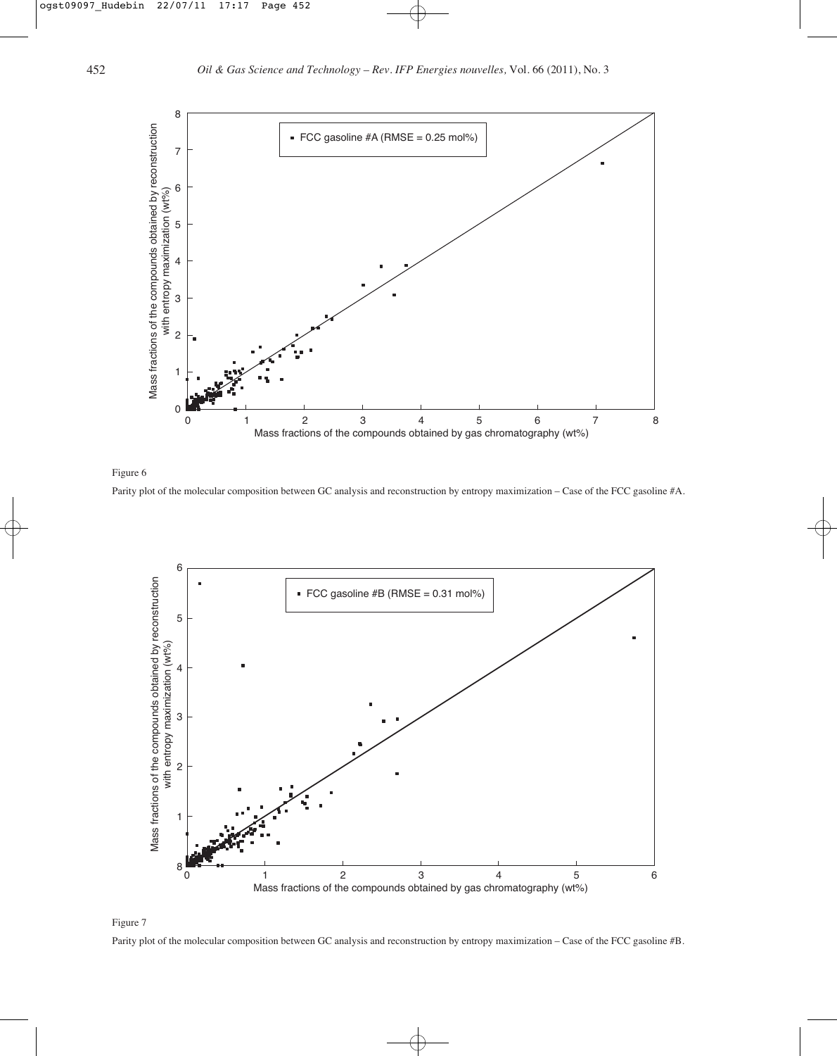Figure 6

Parity plot of the molecular composition between GC analysis and reconstruction by entropy maximization – Case of the FCC gasoline #A.

Figure 7

Parity plot of the molecular composition between GC analysis and reconstruction by entropy maximization – Case of the FCC gasoline #B.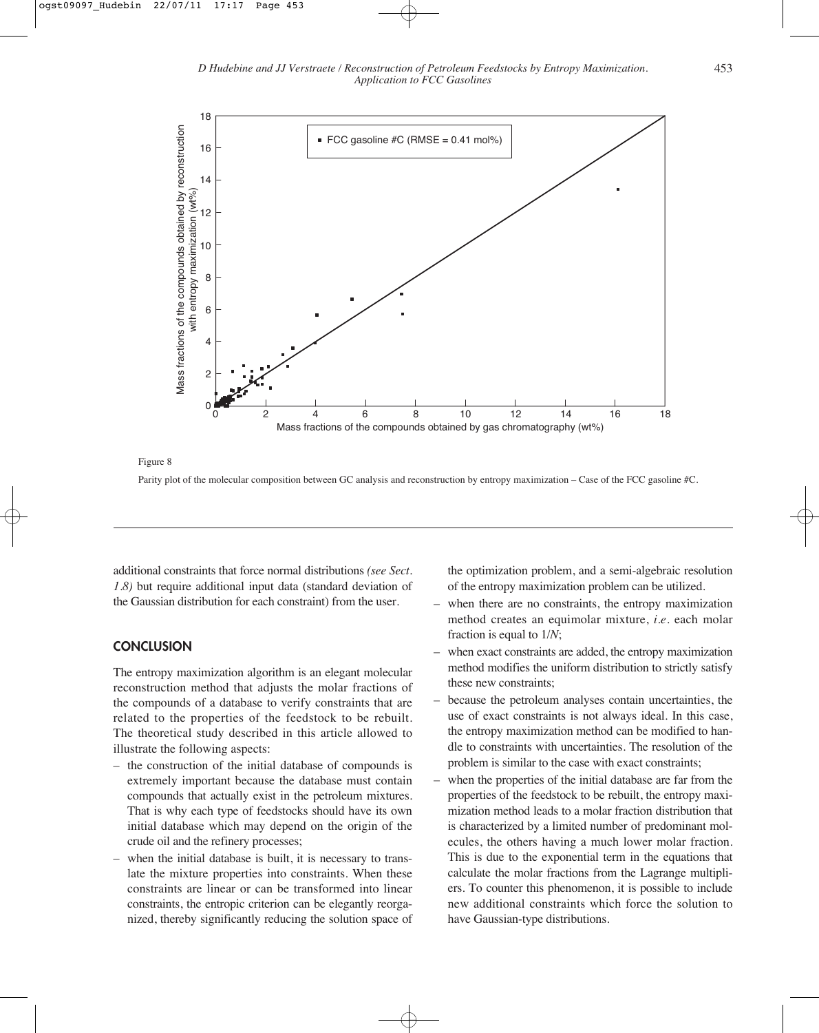Figure 8

Parity plot of the molecular composition between GC analysis and reconstruction by entropy maximization – Case of the FCC gasoline #C.

additional constraints that force normal distributions *(see Sect. 1.8)* but require additional input data (standard deviation of the Gaussian distribution for each constraint) from the user.

## CONCLUSION

The entropy maximization algorithm is an elegant molecular reconstruction method that adjusts the molar fractions of the compounds of a database to verify constraints that are related to the properties of the feedstock to be rebuilt. The theoretical study described in this article allowed to illustrate the following aspects:

- the construction of the initial database of compounds is extremely important because the database must contain compounds that actually exist in the petroleum mixtures. That is why each type of feedstocks should have its own initial database which may depend on the origin of the crude oil and the refinery processes;
- when the initial database is built, it is necessary to translate the mixture properties into constraints. When these constraints are linear or can be transformed into linear constraints, the entropic criterion can be elegantly reorganized, thereby significantly reducing the solution space of the optimization problem, and a semi-algebraic resolution of the entropy maximization problem can be utilized.
- when there are no constraints, the entropy maximization method creates an equimolar mixture, *i.e.* each molar fraction is equal to $1/N$;
- when exact constraints are added, the entropy maximization method modifies the uniform distribution to strictly satisfy these new constraints;
- because the petroleum analyses contain uncertainties, the use of exact constraints is not always ideal. In this case, the entropy maximization method can be modified to handle to constraints with uncertainties. The resolution of the problem is similar to the case with exact constraints;
- when the properties of the initial database are far from the properties of the feedstock to be rebuilt, the entropy maximization method leads to a molar fraction distribution that is characterized by a limited number of predominant molecules, the others having a much lower molar fraction. This is due to the exponential term in the equations that calculate the molar fractions from the Lagrange multipliers. To counter this phenomenon, it is possible to include new additional constraints which force the solution to have Gaussian-type distributions.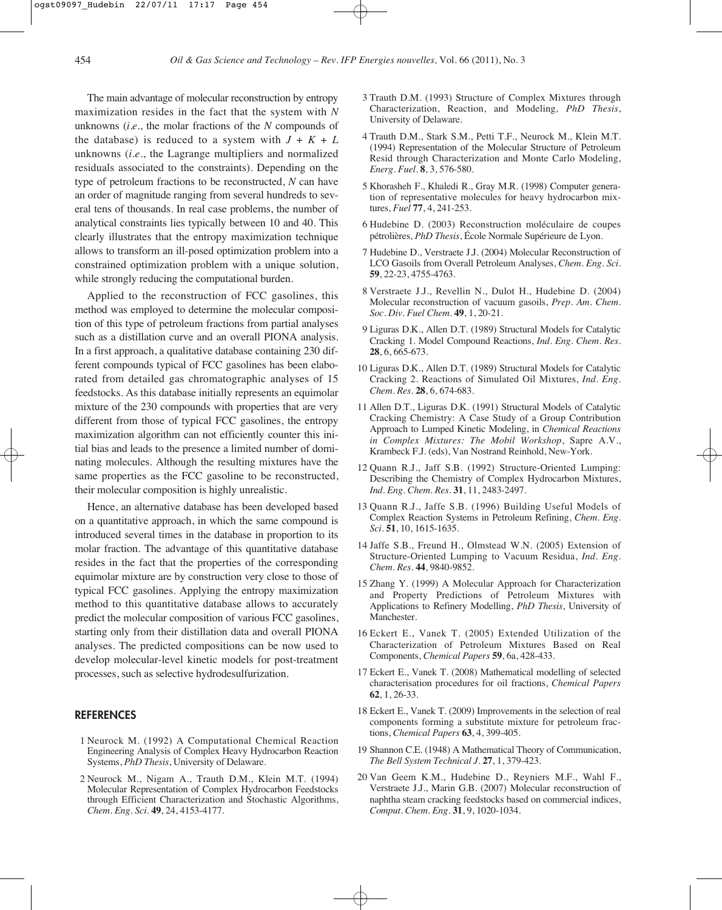The main advantage of molecular reconstruction by entropy maximization resides in the fact that the system with $N$ unknowns (*i.e.*, the molar fractions of the $N$ compounds of the database) is reduced to a system with $J + K + L$ unknowns (*i.e.*, the Lagrange multipliers and normalized residuals associated to the constraints). Depending on the type of petroleum fractions to be reconstructed, $N$ can have an order of magnitude ranging from several hundreds to several tens of thousands. In real case problems, the number of analytical constraints lies typically between 10 and 40. This clearly illustrates that the entropy maximization technique allows to transform an ill-posed optimization problem into a constrained optimization problem with a unique solution, while strongly reducing the computational burden.

Applied to the reconstruction of FCC gasolines, this method was employed to determine the molecular composition of this type of petroleum fractions from partial analyses such as a distillation curve and an overall PIONA analysis. In a first approach, a qualitative database containing 230 different compounds typical of FCC gasolines has been elaborated from detailed gas chromatographic analyses of 15 feedstocks. As this database initially represents an equimolar mixture of the 230 compounds with properties that are very different from those of typical FCC gasolines, the entropy maximization algorithm can not efficiently counter this initial bias and leads to the presence a limited number of dominating molecules. Although the resulting mixtures have the same properties as the FCC gasoline to be reconstructed, their molecular composition is highly unrealistic.

Hence, an alternative database has been developed based on a quantitative approach, in which the same compound is introduced several times in the database in proportion to its molar fraction. The advantage of this quantitative database resides in the fact that the properties of the corresponding equimolar mixture are by construction very close to those of typical FCC gasolines. Applying the entropy maximization method to this quantitative database allows to accurately predict the molecular composition of various FCC gasolines, starting only from their distillation data and overall PIONA analyses. The predicted compositions can be now used to develop molecular-level kinetic models for post-treatment processes, such as selective hydrodesulfurization.

## REFERENCES

1 Neurock M. (1992) A Computational Chemical Reaction Engineering Analysis of Complex Heavy Hydrocarbon Reaction Systems, *PhD Thesis*, University of Delaware.

2 Neurock M., Nigam A., Trauth D.M., Klein M.T. (1994) Molecular Representation of Complex Hydrocarbon Feedstocks through Efficient Characterization and Stochastic Algorithms, *Chem. Eng. Sci.* **49**, 24, 4153-4177.

3 Trauth D.M. (1993) Structure of Complex Mixtures through Characterization, Reaction, and Modeling, *PhD Thesis*, University of Delaware.

4 Trauth D.M., Stark S.M., Petti T.F., Neurock M., Klein M.T. (1994) Representation of the Molecular Structure of Petroleum Resid through Characterization and Monte Carlo Modeling, *Energ. Fuel.* **8**, 3, 576-580.

5 Khorasheh F., Khaledi R., Gray M.R. (1998) Computer generation of representative molecules for heavy hydrocarbon mixtures, *Fuel* **77**, 4, 241-253.

6 Hudebine D. (2003) Reconstruction moléculaire de coupes pétrolières, *PhD Thesis*, École Normale Supérieure de Lyon.

7 Hudebine D., Verstraete J.J. (2004) Molecular Reconstruction of LCO Gasoils from Overall Petroleum Analyses, *Chem. Eng. Sci.* **59**, 22-23, 4755-4763.

8 Verstraete J.J., Revellin N., Dulot H., Hudebine D. (2004) Molecular reconstruction of vacuum gasoils, *Prep. Am. Chem. Soc. Div. Fuel Chem.* **49**, 1, 20-21.

9 Liguras D.K., Allen D.T. (1989) Structural Models for Catalytic Cracking 1. Model Compound Reactions, *Ind. Eng. Chem. Res.* **28**, 6, 665-673.

10 Liguras D.K., Allen D.T. (1989) Structural Models for Catalytic Cracking 2. Reactions of Simulated Oil Mixtures, *Ind. Eng. Chem. Res.* **28**, 6, 674-683.

11 Allen D.T., Liguras D.K. (1991) Structural Models of Catalytic Cracking Chemistry: A Case Study of a Group Contribution Approach to Lumped Kinetic Modeling, in *Chemical Reactions in Complex Mixtures: The Mobil Workshop*, Sapre A.V., Krambeck F.J. (eds), Van Nostrand Reinhold, New-York.

12 Quann R.J., Jaff S.B. (1992) Structure-Oriented Lumping: Describing the Chemistry of Complex Hydrocarbon Mixtures, *Ind. Eng. Chem. Res.* **31**, 11, 2483-2497.

13 Quann R.J., Jaffe S.B. (1996) Building Useful Models of Complex Reaction Systems in Petroleum Refining, *Chem. Eng. Sci.* **51**, 10, 1615-1635.

14 Jaffe S.B., Freund H., Olmstead W.N. (2005) Extension of Structure-Oriented Lumping to Vacuum Residua, *Ind. Eng. Chem. Res.* **44**, 9840-9852.

15 Zhang Y. (1999) A Molecular Approach for Characterization and Property Predictions of Petroleum Mixtures with Applications to Refinery Modelling, *PhD Thesis*, University of Manchester.

16 Eckert E., Vanek T. (2005) Extended Utilization of the Characterization of Petroleum Mixtures Based on Real Components, *Chemical Papers* **59**, 6a, 428-433.

17 Eckert E., Vanek T. (2008) Mathematical modelling of selected characterisation procedures for oil fractions, *Chemical Papers* **62**, 1, 26-33.

18 Eckert E., Vanek T. (2009) Improvements in the selection of real components forming a substitute mixture for petroleum fractions, *Chemical Papers* **63**, 4, 399-405.

19 Shannon C.E. (1948) A Mathematical Theory of Communication, *The Bell System Technical J.* **27**, 1, 379-423.

20 Van Geem K.M., Hudebine D., Reyniers M.F., Wahl F., Verstraete J.J., Marin G.B. (2007) Molecular reconstruction of naphtha steam cracking feedstocks based on commercial indices, *Comput. Chem. Eng.* **31**, 9, 1020-1034.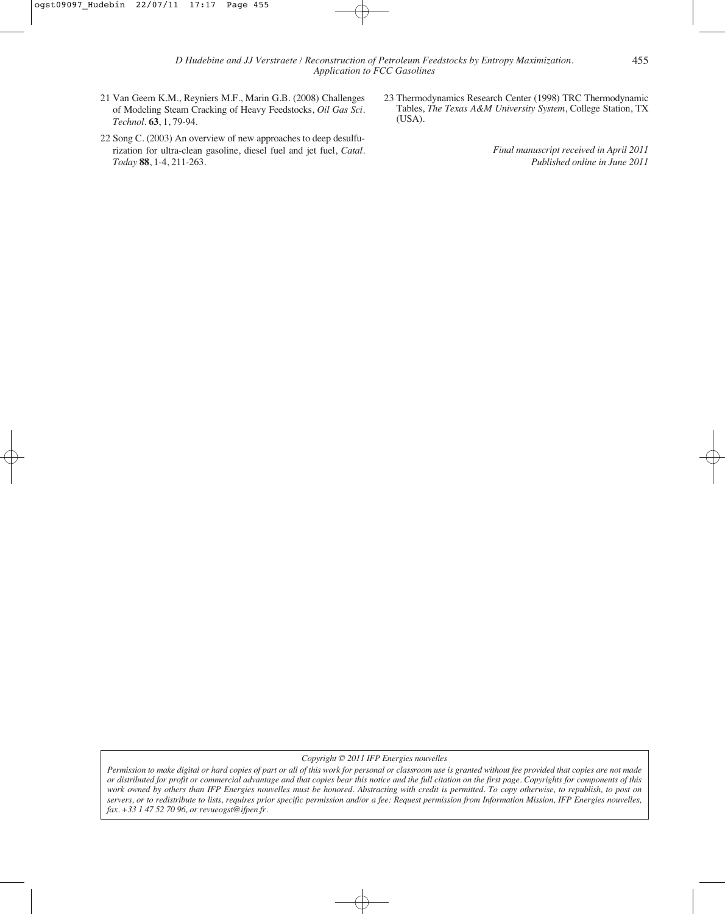21 Van Geem K.M., Reyniers M.F., Marin G.B. (2008) Challenges of Modeling Steam Cracking of Heavy Feedstocks, *Oil Gas Sci. Technol.* **63**, 1, 79-94.

22 Song C. (2003) An overview of new approaches to deep desulfurization for ultra-clean gasoline, diesel fuel and jet fuel, *Catal. Today* **88**, 1-4, 211-263.

23 Thermodynamics Research Center (1998) TRC Thermodynamic Tables, *The Texas A&M University System*, College Station, TX (USA).

*Final manuscript received in April 2011*
*Published online in June 2011*

*Copyright © 2011 IFP Energies nouvelles*

*Permission to make digital or hard copies of part or all of this work for personal or classroom use is granted without fee provided that copies are not made or distributed for profit or commercial advantage and that copies bear this notice and the full citation on the first page. Copyrights for components of this work owned by others than IFP Energies nouvelles must be honored. Abstracting with credit is permitted. To copy otherwise, to republish, to post on servers, or to redistribute to lists, requires prior specific permission and/or a fee: Request permission from Information Mission, IFP Energies nouvelles, fax. +33 1 47 52 70 96, or revueogst@ifpen.fr.*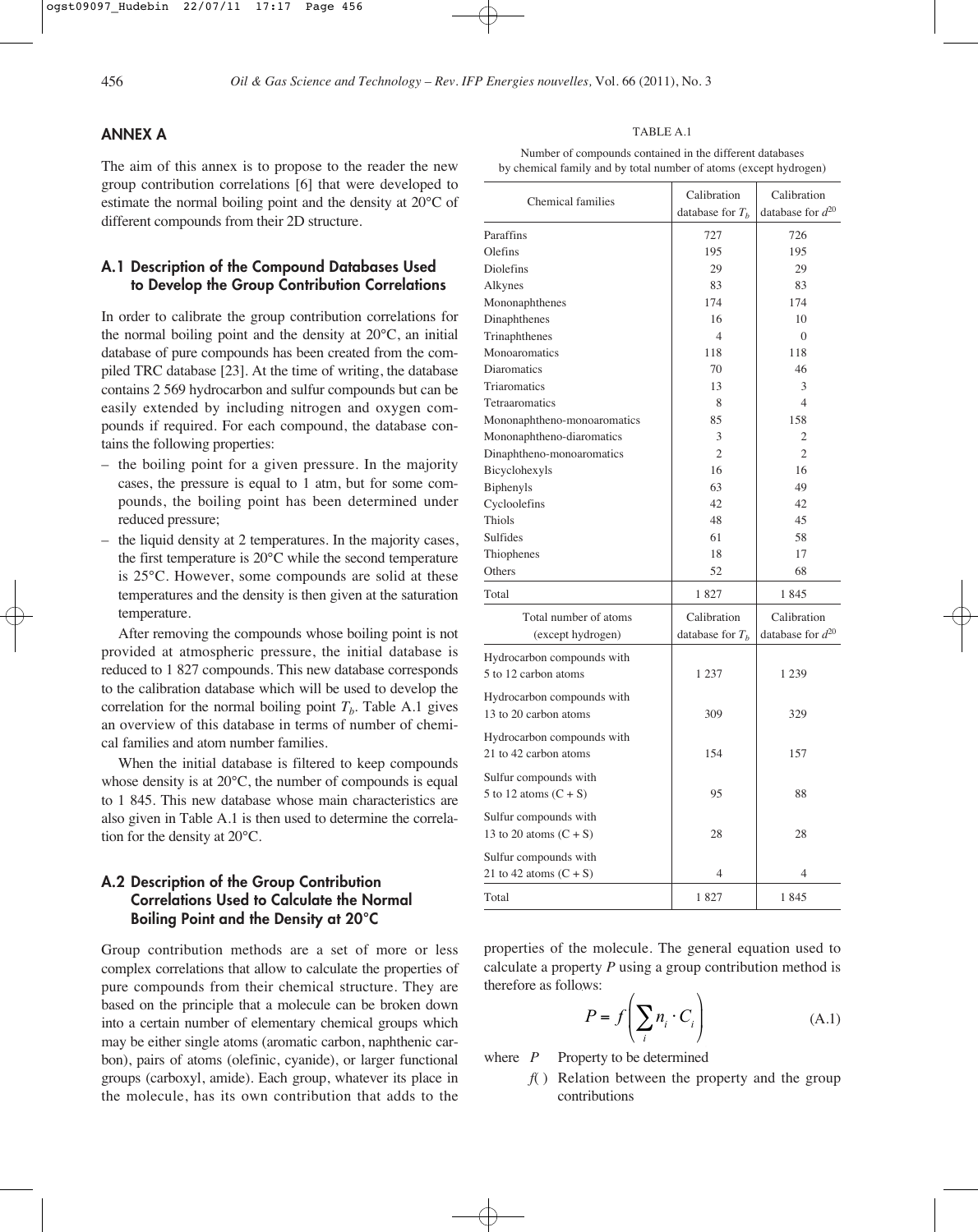## ANNEX A

The aim of this annex is to propose to the reader the new group contribution correlations [6] that were developed to estimate the normal boiling point and the density at 20°C of different compounds from their 2D structure.

### A.1 Description of the Compound Databases Used to Develop the Group Contribution Correlations

In order to calibrate the group contribution correlations for the normal boiling point and the density at 20°C, an initial database of pure compounds has been created from the compiled TRC database [23]. At the time of writing, the database contains 2 569 hydrocarbon and sulfur compounds but can be easily extended by including nitrogen and oxygen compounds if required. For each compound, the database contains the following properties:

- the boiling point for a given pressure. In the majority cases, the pressure is equal to 1 atm, but for some compounds, the boiling point has been determined under reduced pressure;
- the liquid density at 2 temperatures. In the majority cases, the first temperature is 20°C while the second temperature is 25°C. However, some compounds are solid at these temperatures and the density is then given at the saturation temperature.

After removing the compounds whose boiling point is not provided at atmospheric pressure, the initial database is reduced to 1 827 compounds. This new database corresponds to the calibration database which will be used to develop the correlation for the normal boiling point $T_b$. Table A.1 gives an overview of this database in terms of number of chemical families and atom number families.

When the initial database is filtered to keep compounds whose density is at 20°C, the number of compounds is equal to 1 845. This new database whose main characteristics are also given in Table A.1 is then used to determine the correlation for the density at 20°C.

TABLE A.1

Number of compounds contained in the different databases by chemical family and by total number of atoms (except hydrogen)

| Chemical families | Calibration database for $T_b$ | Calibration database for $d^{20}$ |
|---|---|---|
| Paraffins | 727 | 726 |
| Olefins | 195 | 195 |
| Diolefins | 29 | 29 |
| Alkynes | 83 | 83 |
| Mononaphthenes | 174 | 174 |
| Dinaphthenes | 16 | 10 |
| Trinaphthenes | 4 | 0 |
| Monoaromatics | 118 | 118 |
| Diaromatics | 70 | 46 |
| Triaromatics | 13 | 3 |
| Tetraaromatics | 8 | 4 |
| Mononaphtheno-monoaromatics | 85 | 158 |
| Mononaphtheno-diaromatics | 3 | 2 |
| Dinaphtheno-monoaromatics | 2 | 2 |
| Bicyclohexyls | 16 | 16 |
| Biphenyls | 63 | 49 |
| Cycloolefins | 42 | 42 |
| Thiols | 48 | 45 |
| Sulfides | 61 | 58 |
| Thiophenes | 18 | 17 |
| Others | 52 | 68 |
| Total | 1 827 | 1 845 |
| **Total number of atoms (except hydrogen)** | **Calibration database for $T_b$** | **Calibration database for $d^{20}$** |
| Hydrocarbon compounds with 5 to 12 carbon atoms | 1 237 | 1 239 |
| Hydrocarbon compounds with 13 to 20 carbon atoms | 309 | 329 |
| Hydrocarbon compounds with 21 to 42 carbon atoms | 154 | 157 |
| Sulfur compounds with 5 to 12 atoms (C + S) | 95 | 88 |
| Sulfur compounds with 13 to 20 atoms (C + S) | 28 | 28 |
| Sulfur compounds with 21 to 42 atoms (C + S) | 4 | 4 |
| Total | 1 827 | 1 845 |

### A.2 Description of the Group Contribution Correlations Used to Calculate the Normal Boiling Point and the Density at 20°C

Group contribution methods are a set of more or less complex correlations that allow to calculate the properties of pure compounds from their chemical structure. They are based on the principle that a molecule can be broken down into a certain number of elementary chemical groups which may be either single atoms (aromatic carbon, naphthenic carbon), pairs of atoms (olefinic, cyanide), or larger functional groups (carboxyl, amide). Each group, whatever its place in the molecule, has its own contribution that adds to the properties of the molecule. The general equation used to calculate a property $P$ using a group contribution method is therefore as follows:

$$P = f\left(\sum_i n_i \cdot C_i\right) \tag{A.1}$$

where $P$ Property to be determined

$f(\,)$ Relation between the property and the group contributions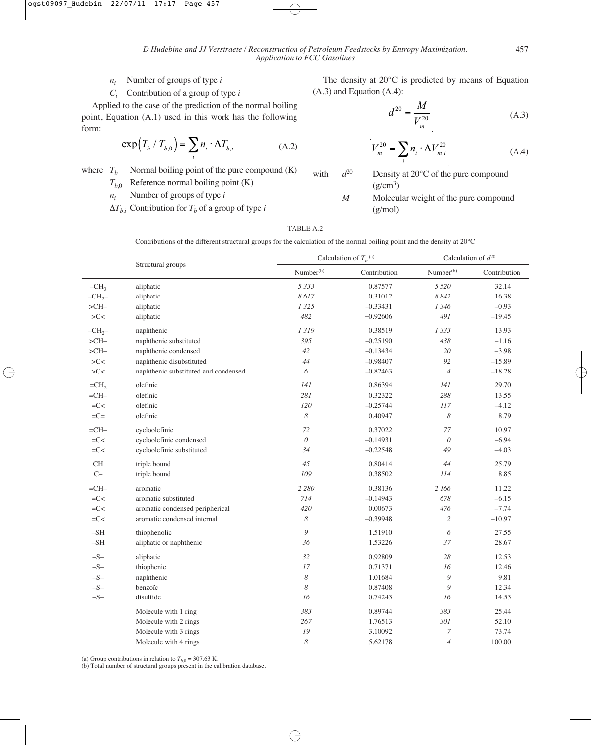$n_i$ Number of groups of type $i$

$C_i$ Contribution of a group of type $i$

Applied to the case of the prediction of the normal boiling point, Equation (A.1) used in this work has the following form:

$$\exp\left(T_b / T_{b,0}\right) = \sum_i n_i \cdot \Delta T_{b,i} \tag{A.2}$$

where $T_b$ Normal boiling point of the pure compound (K)

$T_{b,0}$ Reference normal boiling point (K)

$n_i$ Number of groups of type $i$

$\Delta T_{b,i}$ Contribution for $T_b$ of a group of type $i$

The density at 20°C is predicted by means of Equation (A.3) and Equation (A.4):

$$d^{20} = \frac{M}{V_m^{20}} \tag{A.3}$$

$$V_m^{20} = \sum_i n_i \cdot \Delta V_{m,i}^{20} \tag{A.4}$$

with $d^{20}$ Density at 20°C of the pure compound (g/cm³)

$M$ Molecular weight of the pure compound (g/mol)

TABLE A.2

Contributions of the different structural groups for the calculation of the normal boiling point and the density at 20°C

| Structural groups | | Calculation of $T_b$ (a) | | Calculation of $d^{20}$ | |
|---|---|---|---|---|---|
| | | Number(b) | Contribution | Number(b) | Contribution |
| $-CH_3$ | aliphatic | 5 333 | 0.87577 | 5 520 | 32.14 |
| $-CH_2-$ | aliphatic | 8 617 | 0.31012 | 8 842 | 16.38 |
| >CH– | aliphatic | 1 325 | –0.33431 | 1 346 | –0.93 |
| >C< | aliphatic | 482 | –0.92606 | 491 | –19.45 |
| $-CH_2-$ | naphthenic | 1 319 | 0.38519 | 1 333 | 13.93 |
| >CH– | naphthenic substituted | 395 | –0.25190 | 438 | –1.16 |
| >CH– | naphthenic condensed | 42 | –0.13434 | 20 | –3.98 |
| >C< | naphthenic disubstituted | 44 | –0.98407 | 92 | –15.89 |
| >C< | naphthenic substituted and condensed | 6 | –0.82463 | 4 | –18.28 |
| $=CH_2$ | olefinic | 141 | 0.86394 | 141 | 29.70 |
| =CH– | olefinic | 281 | 0.32322 | 288 | 13.55 |
| =C< | olefinic | 120 | –0.25744 | 117 | –4.12 |
| =C= | olefinic | 8 | 0.40947 | 8 | 8.79 |
| =CH– | cycloolefinic | 72 | 0.37022 | 77 | 10.97 |
| =C< | cycloolefinic condensed | 0 | –0.14931 | 0 | –6.94 |
| =C< | cycloolefinic substituted | 34 | –0.22548 | 49 | –4.03 |
| CH | triple bound | 45 | 0.80414 | 44 | 25.79 |
| C– | triple bound | 109 | 0.38502 | 114 | 8.85 |
| =CH– | aromatic | 2 280 | 0.38136 | 2 166 | 11.22 |
| =C< | aromatic substituted | 714 | –0.14943 | 678 | –6.15 |
| =C< | aromatic condensed peripherical | 420 | 0.00673 | 476 | –7.74 |
| =C< | aromatic condensed internal | 8 | –0.39948 | 2 | –10.97 |
| –SH | thiophenolic | 9 | 1.51910 | 6 | 27.55 |
| –SH | aliphatic or naphthenic | 36 | 1.53226 | 37 | 28.67 |
| –S– | aliphatic | 32 | 0.92809 | 28 | 12.53 |
| –S– | thiophenic | 17 | 0.71371 | 16 | 12.46 |
| –S– | naphthenic | 8 | 1.01684 | 9 | 9.81 |
| –S– | benzoïc | 8 | 0.87408 | 9 | 12.34 |
| –S– | disulfide | 16 | 0.74243 | 16 | 14.53 |
| | Molecule with 1 ring | 383 | 0.89744 | 383 | 25.44 |
| | Molecule with 2 rings | 267 | 1.76513 | 301 | 52.10 |
| | Molecule with 3 rings | 19 | 3.10092 | 7 | 73.74 |
| | Molecule with 4 rings | 8 | 5.62178 | 4 | 100.00 |

(a) Group contributions in relation to $T_{b,0}$ = 307.63 K.
(b) Total number of structural groups present in the calibration database.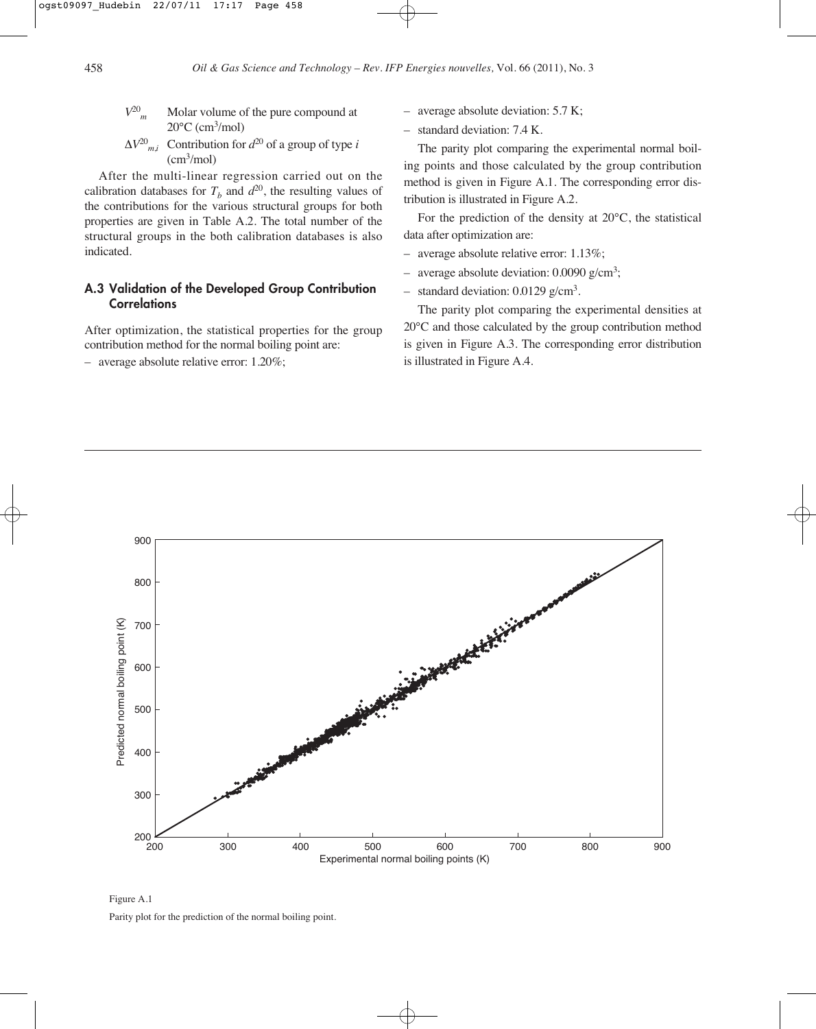$V^{20}_m$ Molar volume of the pure compound at 20°C (cm$^3$/mol)

$\Delta V^{20}_{m,i}$ Contribution for $d^{20}$ of a group of type $i$ (cm$^3$/mol)

After the multi-linear regression carried out on the calibration databases for $T_b$ and $d^{20}$, the resulting values of the contributions for the various structural groups for both properties are given in Table A.2. The total number of the structural groups in the both calibration databases is also indicated.

### A.3 Validation of the Developed Group Contribution Correlations

After optimization, the statistical properties for the group contribution method for the normal boiling point are:

- average absolute relative error: 1.20%;
- average absolute deviation: 5.7 K;
- standard deviation: 7.4 K.

The parity plot comparing the experimental normal boiling points and those calculated by the group contribution method is given in Figure A.1. The corresponding error distribution is illustrated in Figure A.2.

For the prediction of the density at 20°C, the statistical data after optimization are:

- average absolute relative error: 1.13%;
- average absolute deviation: 0.0090 g/cm$^3$;
- standard deviation: 0.0129 g/cm$^3$.

The parity plot comparing the experimental densities at 20°C and those calculated by the group contribution method is given in Figure A.3. The corresponding error distribution is illustrated in Figure A.4.

Figure A.1

Parity plot for the prediction of the normal boiling point.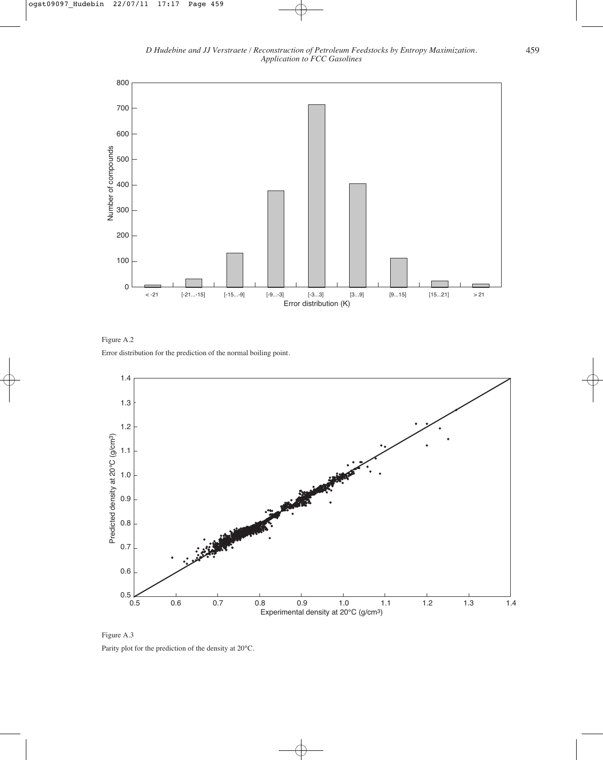Figure A.2

Error distribution for the prediction of the normal boiling point.

Figure A.3

Parity plot for the prediction of the density at 20°C.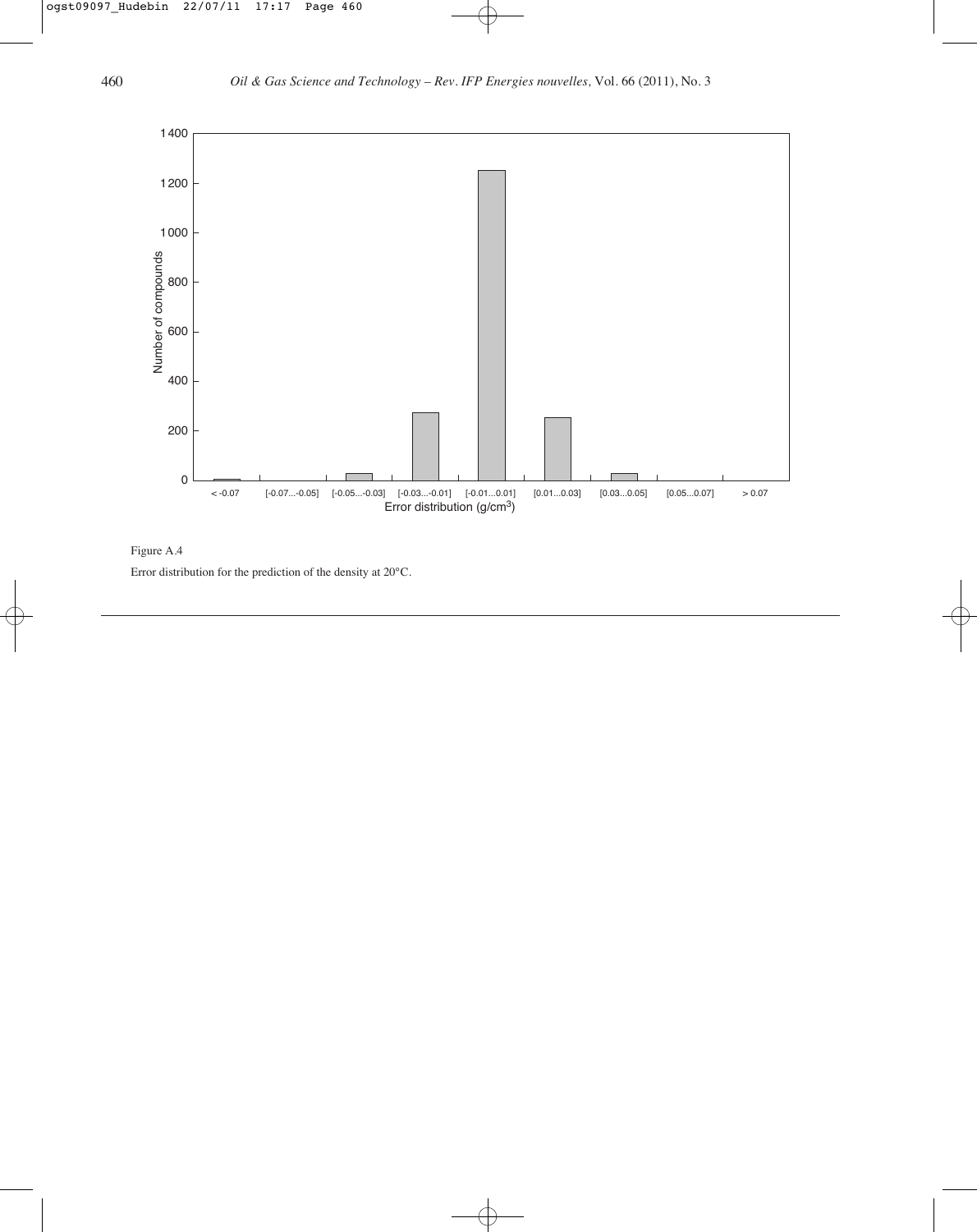1 400

1 200

1 000

800

600

400

200

0

Number of compounds

< -0.07 [-0.07...-0.05] [-0.05...-0.03] [-0.03...-0.01] [-0.01...0.01] [0.01...0.03] [0.03...0.05] [0.05...0.07] > 0.07

Error distribution (g/cm$^3$)

Figure A.4

Error distribution for the prediction of the density at 20°C.